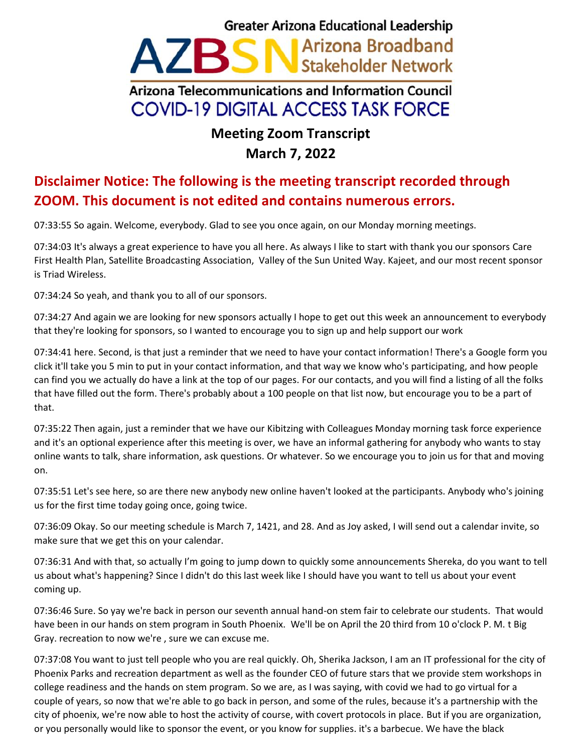Greater Arizona Educational Leadership

AZBSN Arizona Broadband Stakeholder Network

Arizona Telecommunications and Information Council

COVID-19 DIGITAL ACCESS TASK FORCE

## Meeting Zoom Transcript

## March 7, 2022

**Disclaimer Notice: The following is the meeting transcript recorded through ZOOM. This document is not edited and contains numerous errors.**

07:33:55 So again. Welcome, everybody. Glad to see you once again, on our Monday morning meetings.

07:34:03 It's always a great experience to have you all here. As always I like to start with thank you our sponsors Care First Health Plan, Satellite Broadcasting Association, Valley of the Sun United Way. Kajeet, and our most recent sponsor is Triad Wireless.

07:34:24 So yeah, and thank you to all of our sponsors.

07:34:27 And again we are looking for new sponsors actually I hope to get out this week an announcement to everybody that they're looking for sponsors, so I wanted to encourage you to sign up and help support our work

07:34:41 here. Second, is that just a reminder that we need to have your contact information! There's a Google form you click it'll take you 5 min to put in your contact information, and that way we know who's participating, and how people can find you we actually do have a link at the top of our pages. For our contacts, and you will find a listing of all the folks that have filled out the form. There's probably about a 100 people on that list now, but encourage you to be a part of that.

07:35:22 Then again, just a reminder that we have our Kibitzing with Colleagues Monday morning task force experience and it's an optional experience after this meeting is over, we have an informal gathering for anybody who wants to stay online wants to talk, share information, ask questions. Or whatever. So we encourage you to join us for that and moving on.

07:35:51 Let's see here, so are there new anybody new online haven't looked at the participants. Anybody who's joining us for the first time today going once, going twice.

07:36:09 Okay. So our meeting schedule is March 7, 1421, and 28. And as Joy asked, I will send out a calendar invite, so make sure that we get this on your calendar.

07:36:31 And with that, so actually I'm going to jump down to quickly some announcements Shereka, do you want to tell us about what's happening? Since I didn't do this last week like I should have you want to tell us about your event coming up.

07:36:46 Sure. So yay we're back in person our seventh annual hand-on stem fair to celebrate our students. That would have been in our hands on stem program in South Phoenix. We'll be on April the 20 third from 10 o'clock P. M. t Big Gray. recreation to now we're , sure we can excuse me.

07:37:08 You want to just tell people who you are real quickly. Oh, Sherika Jackson, I am an IT professional for the city of Phoenix Parks and recreation department as well as the founder CEO of future stars that we provide stem workshops in college readiness and the hands on stem program. So we are, as I was saying, with covid we had to go virtual for a couple of years, so now that we're able to go back in person, and some of the rules, because it's a partnership with the city of phoenix, we're now able to host the activity of course, with covert protocols in place. But if you are organization, or you personally would like to sponsor the event, or you know for supplies. it's a barbecue. We have the black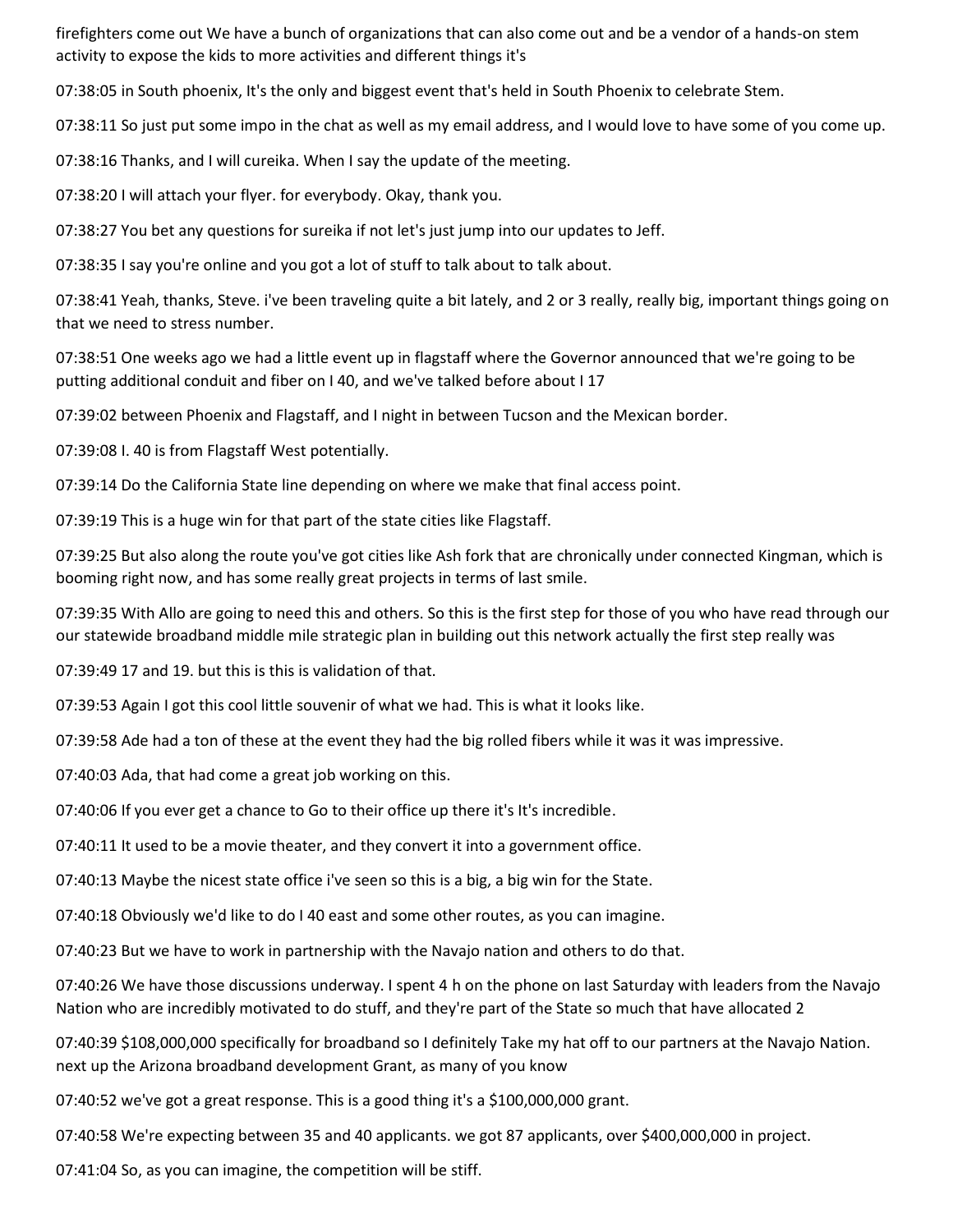firefighters come out We have a bunch of organizations that can also come out and be a vendor of a hands-on stem activity to expose the kids to more activities and different things it's

07:38:05 in South phoenix, It's the only and biggest event that's held in South Phoenix to celebrate Stem.

07:38:11 So just put some impo in the chat as well as my email address, and I would love to have some of you come up.

07:38:16 Thanks, and I will cureika. When I say the update of the meeting.

07:38:20 I will attach your flyer. for everybody. Okay, thank you.

07:38:27 You bet any questions for sureika if not let's just jump into our updates to Jeff.

07:38:35 I say you're online and you got a lot of stuff to talk about to talk about.

07:38:41 Yeah, thanks, Steve. i've been traveling quite a bit lately, and 2 or 3 really, really big, important things going on that we need to stress number.

07:38:51 One weeks ago we had a little event up in flagstaff where the Governor announced that we're going to be putting additional conduit and fiber on I 40, and we've talked before about I 17

07:39:02 between Phoenix and Flagstaff, and I night in between Tucson and the Mexican border.

07:39:08 I. 40 is from Flagstaff West potentially.

07:39:14 Do the California State line depending on where we make that final access point.

07:39:19 This is a huge win for that part of the state cities like Flagstaff.

07:39:25 But also along the route you've got cities like Ash fork that are chronically under connected Kingman, which is booming right now, and has some really great projects in terms of last smile.

07:39:35 With Allo are going to need this and others. So this is the first step for those of you who have read through our our statewide broadband middle mile strategic plan in building out this network actually the first step really was

07:39:49 17 and 19. but this is this is validation of that.

07:39:53 Again I got this cool little souvenir of what we had. This is what it looks like.

07:39:58 Ade had a ton of these at the event they had the big rolled fibers while it was it was impressive.

07:40:03 Ada, that had come a great job working on this.

07:40:06 If you ever get a chance to Go to their office up there it's It's incredible.

07:40:11 It used to be a movie theater, and they convert it into a government office.

07:40:13 Maybe the nicest state office i've seen so this is a big, a big win for the State.

07:40:18 Obviously we'd like to do I 40 east and some other routes, as you can imagine.

07:40:23 But we have to work in partnership with the Navajo nation and others to do that.

07:40:26 We have those discussions underway. I spent 4 h on the phone on last Saturday with leaders from the Navajo Nation who are incredibly motivated to do stuff, and they're part of the State so much that have allocated 2

07:40:39 $108,000,000 specifically for broadband so I definitely Take my hat off to our partners at the Navajo Nation. next up the Arizona broadband development Grant, as many of you know

07:40:52 we've got a great response. This is a good thing it's a $100,000,000 grant.

07:40:58 We're expecting between 35 and 40 applicants. we got 87 applicants, over $400,000,000 in project.

07:41:04 So, as you can imagine, the competition will be stiff.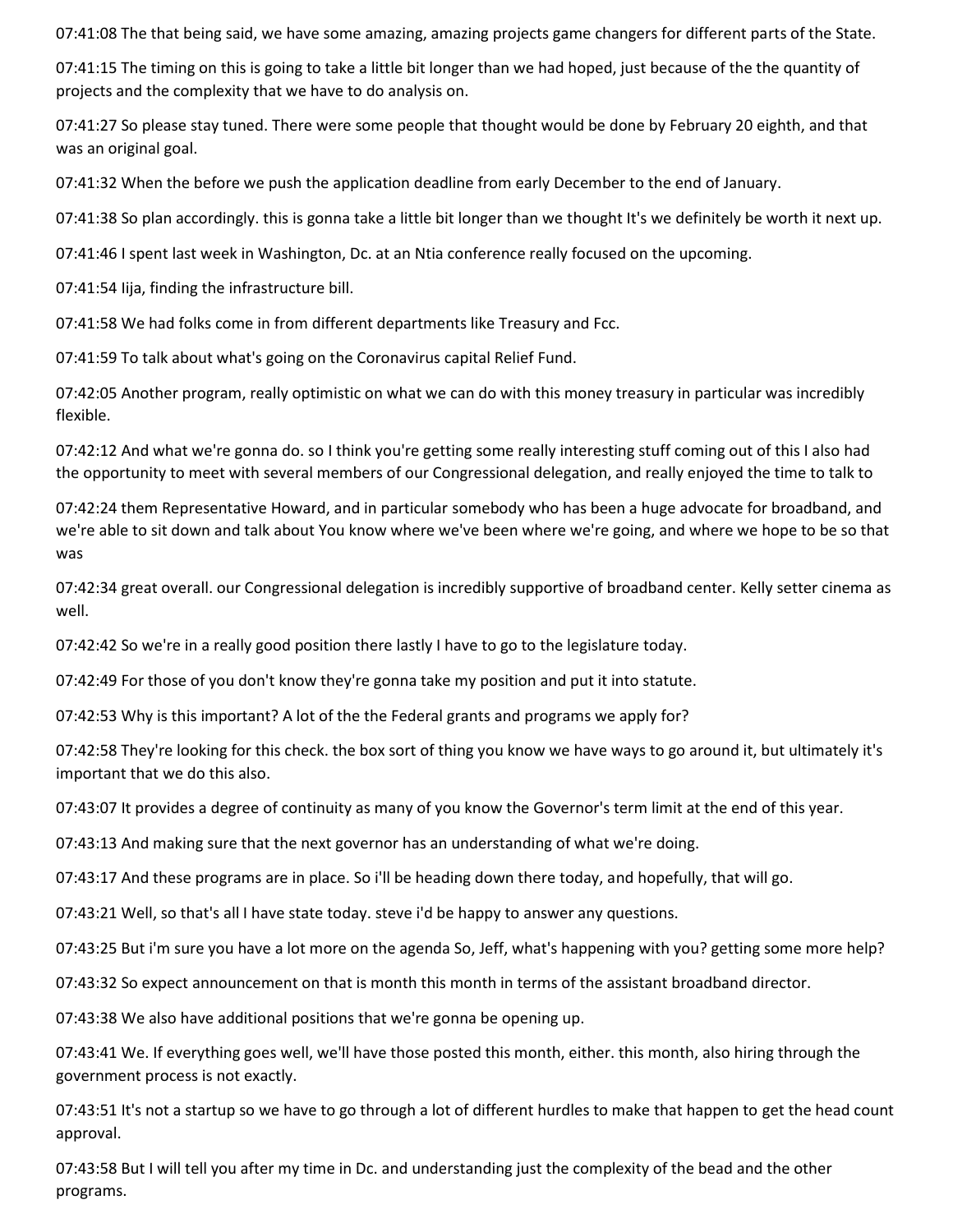07:41:08 The that being said, we have some amazing, amazing projects game changers for different parts of the State.

07:41:15 The timing on this is going to take a little bit longer than we had hoped, just because of the the quantity of projects and the complexity that we have to do analysis on.

07:41:27 So please stay tuned. There were some people that thought would be done by February 20 eighth, and that was an original goal.

07:41:32 When the before we push the application deadline from early December to the end of January.

07:41:38 So plan accordingly. this is gonna take a little bit longer than we thought It's we definitely be worth it next up.

07:41:46 I spent last week in Washington, Dc. at an Ntia conference really focused on the upcoming.

07:41:54 Iija, finding the infrastructure bill.

07:41:58 We had folks come in from different departments like Treasury and Fcc.

07:41:59 To talk about what's going on the Coronavirus capital Relief Fund.

07:42:05 Another program, really optimistic on what we can do with this money treasury in particular was incredibly flexible.

07:42:12 And what we're gonna do. so I think you're getting some really interesting stuff coming out of this I also had the opportunity to meet with several members of our Congressional delegation, and really enjoyed the time to talk to

07:42:24 them Representative Howard, and in particular somebody who has been a huge advocate for broadband, and we're able to sit down and talk about You know where we've been where we're going, and where we hope to be so that was

07:42:34 great overall. our Congressional delegation is incredibly supportive of broadband center. Kelly setter cinema as well.

07:42:42 So we're in a really good position there lastly I have to go to the legislature today.

07:42:49 For those of you don't know they're gonna take my position and put it into statute.

07:42:53 Why is this important? A lot of the the Federal grants and programs we apply for?

07:42:58 They're looking for this check. the box sort of thing you know we have ways to go around it, but ultimately it's important that we do this also.

07:43:07 It provides a degree of continuity as many of you know the Governor's term limit at the end of this year.

07:43:13 And making sure that the next governor has an understanding of what we're doing.

07:43:17 And these programs are in place. So i'll be heading down there today, and hopefully, that will go.

07:43:21 Well, so that's all I have state today. steve i'd be happy to answer any questions.

07:43:25 But i'm sure you have a lot more on the agenda So, Jeff, what's happening with you? getting some more help?

07:43:32 So expect announcement on that is month this month in terms of the assistant broadband director.

07:43:38 We also have additional positions that we're gonna be opening up.

07:43:41 We. If everything goes well, we'll have those posted this month, either. this month, also hiring through the government process is not exactly.

07:43:51 It's not a startup so we have to go through a lot of different hurdles to make that happen to get the head count approval.

07:43:58 But I will tell you after my time in Dc. and understanding just the complexity of the bead and the other programs.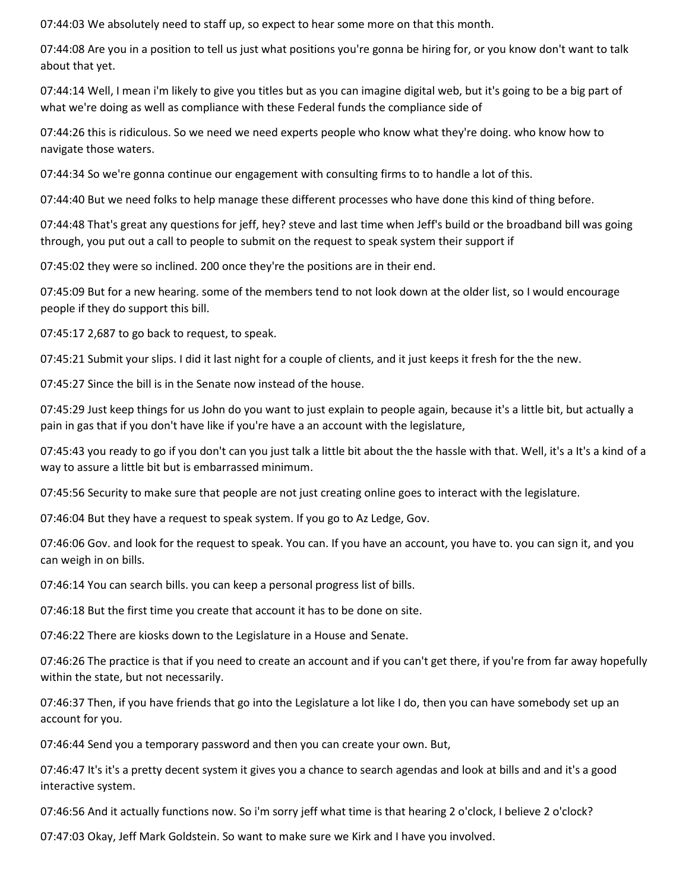07:44:03 We absolutely need to staff up, so expect to hear some more on that this month.

07:44:08 Are you in a position to tell us just what positions you're gonna be hiring for, or you know don't want to talk about that yet.

07:44:14 Well, I mean i'm likely to give you titles but as you can imagine digital web, but it's going to be a big part of what we're doing as well as compliance with these Federal funds the compliance side of

07:44:26 this is ridiculous. So we need we need experts people who know what they're doing. who know how to navigate those waters.

07:44:34 So we're gonna continue our engagement with consulting firms to to handle a lot of this.

07:44:40 But we need folks to help manage these different processes who have done this kind of thing before.

07:44:48 That's great any questions for jeff, hey? steve and last time when Jeff's build or the broadband bill was going through, you put out a call to people to submit on the request to speak system their support if

07:45:02 they were so inclined. 200 once they're the positions are in their end.

07:45:09 But for a new hearing. some of the members tend to not look down at the older list, so I would encourage people if they do support this bill.

07:45:17 2,687 to go back to request, to speak.

07:45:21 Submit your slips. I did it last night for a couple of clients, and it just keeps it fresh for the the new.

07:45:27 Since the bill is in the Senate now instead of the house.

07:45:29 Just keep things for us John do you want to just explain to people again, because it's a little bit, but actually a pain in gas that if you don't have like if you're have a an account with the legislature,

07:45:43 you ready to go if you don't can you just talk a little bit about the the hassle with that. Well, it's a It's a kind of a way to assure a little bit but is embarrassed minimum.

07:45:56 Security to make sure that people are not just creating online goes to interact with the legislature.

07:46:04 But they have a request to speak system. If you go to Az Ledge, Gov.

07:46:06 Gov. and look for the request to speak. You can. If you have an account, you have to. you can sign it, and you can weigh in on bills.

07:46:14 You can search bills. you can keep a personal progress list of bills.

07:46:18 But the first time you create that account it has to be done on site.

07:46:22 There are kiosks down to the Legislature in a House and Senate.

07:46:26 The practice is that if you need to create an account and if you can't get there, if you're from far away hopefully within the state, but not necessarily.

07:46:37 Then, if you have friends that go into the Legislature a lot like I do, then you can have somebody set up an account for you.

07:46:44 Send you a temporary password and then you can create your own. But,

07:46:47 It's it's a pretty decent system it gives you a chance to search agendas and look at bills and and it's a good interactive system.

07:46:56 And it actually functions now. So i'm sorry jeff what time is that hearing 2 o'clock, I believe 2 o'clock?

07:47:03 Okay, Jeff Mark Goldstein. So want to make sure we Kirk and I have you involved.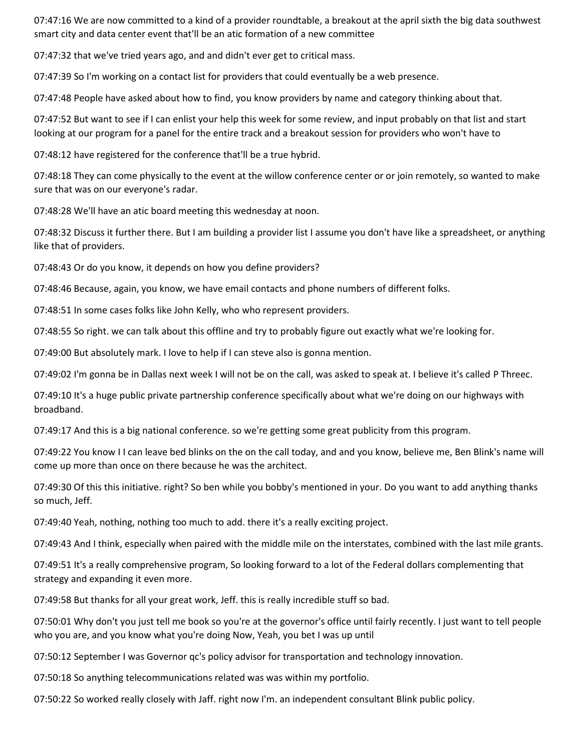07:47:16 We are now committed to a kind of a provider roundtable, a breakout at the april sixth the big data southwest smart city and data center event that'll be an atic formation of a new committee

07:47:32 that we've tried years ago, and and didn't ever get to critical mass.

07:47:39 So I'm working on a contact list for providers that could eventually be a web presence.

07:47:48 People have asked about how to find, you know providers by name and category thinking about that.

07:47:52 But want to see if I can enlist your help this week for some review, and input probably on that list and start looking at our program for a panel for the entire track and a breakout session for providers who won't have to

07:48:12 have registered for the conference that'll be a true hybrid.

07:48:18 They can come physically to the event at the willow conference center or or join remotely, so wanted to make sure that was on our everyone's radar.

07:48:28 We'll have an atic board meeting this wednesday at noon.

07:48:32 Discuss it further there. But I am building a provider list I assume you don't have like a spreadsheet, or anything like that of providers.

07:48:43 Or do you know, it depends on how you define providers?

07:48:46 Because, again, you know, we have email contacts and phone numbers of different folks.

07:48:51 In some cases folks like John Kelly, who who represent providers.

07:48:55 So right. we can talk about this offline and try to probably figure out exactly what we're looking for.

07:49:00 But absolutely mark. I love to help if I can steve also is gonna mention.

07:49:02 I'm gonna be in Dallas next week I will not be on the call, was asked to speak at. I believe it's called P Threec.

07:49:10 It's a huge public private partnership conference specifically about what we're doing on our highways with broadband.

07:49:17 And this is a big national conference. so we're getting some great publicity from this program.

07:49:22 You know I I can leave bed blinks on the on the call today, and and you know, believe me, Ben Blink's name will come up more than once on there because he was the architect.

07:49:30 Of this this initiative. right? So ben while you bobby's mentioned in your. Do you want to add anything thanks so much, Jeff.

07:49:40 Yeah, nothing, nothing too much to add. there it's a really exciting project.

07:49:43 And I think, especially when paired with the middle mile on the interstates, combined with the last mile grants.

07:49:51 It's a really comprehensive program, So looking forward to a lot of the Federal dollars complementing that strategy and expanding it even more.

07:49:58 But thanks for all your great work, Jeff. this is really incredible stuff so bad.

07:50:01 Why don't you just tell me book so you're at the governor's office until fairly recently. I just want to tell people who you are, and you know what you're doing Now, Yeah, you bet I was up until

07:50:12 September I was Governor qc's policy advisor for transportation and technology innovation.

07:50:18 So anything telecommunications related was was within my portfolio.

07:50:22 So worked really closely with Jaff. right now I'm. an independent consultant Blink public policy.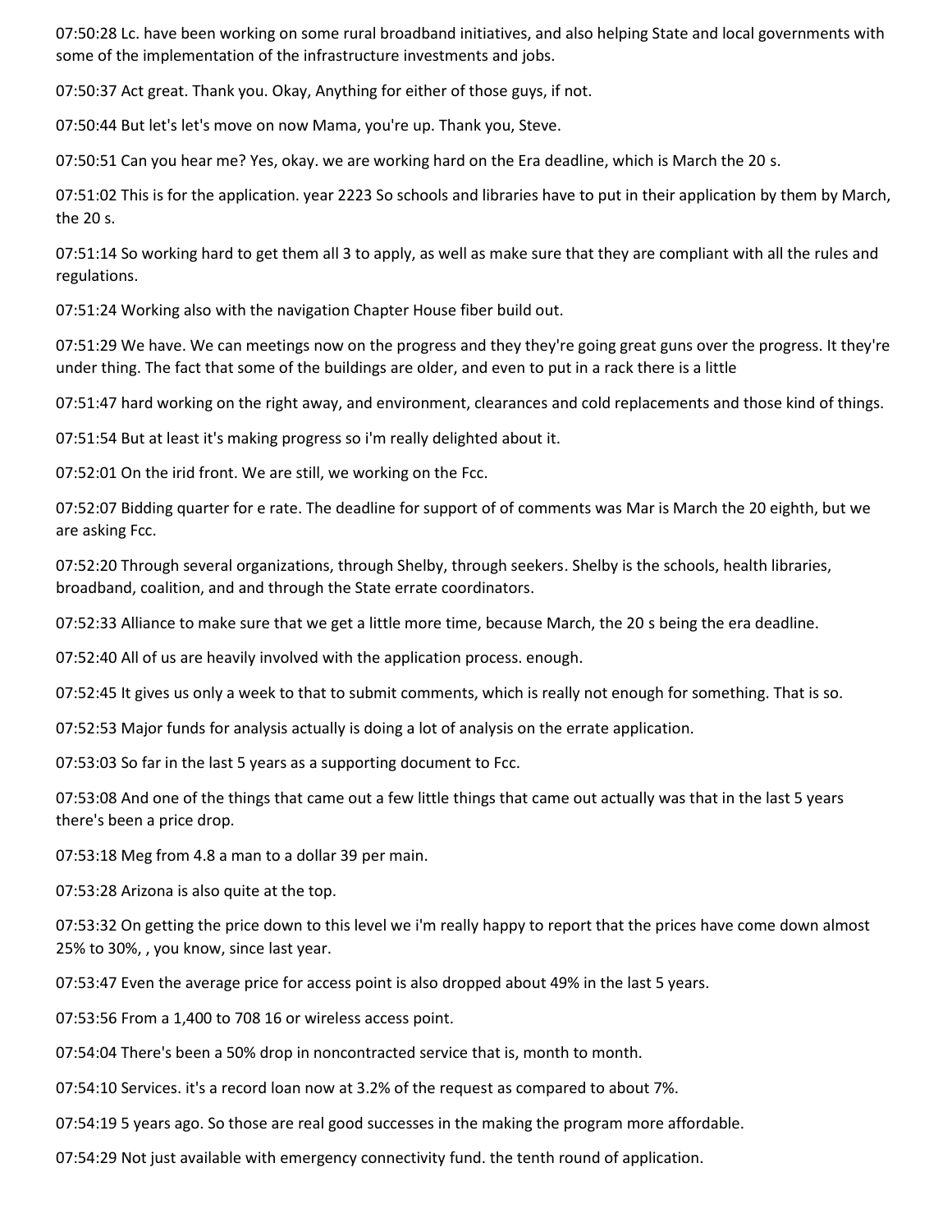07:50:28 Lc. have been working on some rural broadband initiatives, and also helping State and local governments with some of the implementation of the infrastructure investments and jobs.

07:50:37 Act great. Thank you. Okay, Anything for either of those guys, if not.

07:50:44 But let's let's move on now Mama, you're up. Thank you, Steve.

07:50:51 Can you hear me? Yes, okay. we are working hard on the Era deadline, which is March the 20 s.

07:51:02 This is for the application. year 2223 So schools and libraries have to put in their application by them by March, the 20 s.

07:51:14 So working hard to get them all 3 to apply, as well as make sure that they are compliant with all the rules and regulations.

07:51:24 Working also with the navigation Chapter House fiber build out.

07:51:29 We have. We can meetings now on the progress and they they're going great guns over the progress. It they're under thing. The fact that some of the buildings are older, and even to put in a rack there is a little

07:51:47 hard working on the right away, and environment, clearances and cold replacements and those kind of things.

07:51:54 But at least it's making progress so i'm really delighted about it.

07:52:01 On the irid front. We are still, we working on the Fcc.

07:52:07 Bidding quarter for e rate. The deadline for support of of comments was Mar is March the 20 eighth, but we are asking Fcc.

07:52:20 Through several organizations, through Shelby, through seekers. Shelby is the schools, health libraries, broadband, coalition, and and through the State errate coordinators.

07:52:33 Alliance to make sure that we get a little more time, because March, the 20 s being the era deadline.

07:52:40 All of us are heavily involved with the application process. enough.

07:52:45 It gives us only a week to that to submit comments, which is really not enough for something. That is so.

07:52:53 Major funds for analysis actually is doing a lot of analysis on the errate application.

07:53:03 So far in the last 5 years as a supporting document to Fcc.

07:53:08 And one of the things that came out a few little things that came out actually was that in the last 5 years there's been a price drop.

07:53:18 Meg from 4.8 a man to a dollar 39 per main.

07:53:28 Arizona is also quite at the top.

07:53:32 On getting the price down to this level we i'm really happy to report that the prices have come down almost 25% to 30%, , you know, since last year.

07:53:47 Even the average price for access point is also dropped about 49% in the last 5 years.

07:53:56 From a 1,400 to 708 16 or wireless access point.

07:54:04 There's been a 50% drop in noncontracted service that is, month to month.

07:54:10 Services. it's a record loan now at 3.2% of the request as compared to about 7%.

07:54:19 5 years ago. So those are real good successes in the making the program more affordable.

07:54:29 Not just available with emergency connectivity fund. the tenth round of application.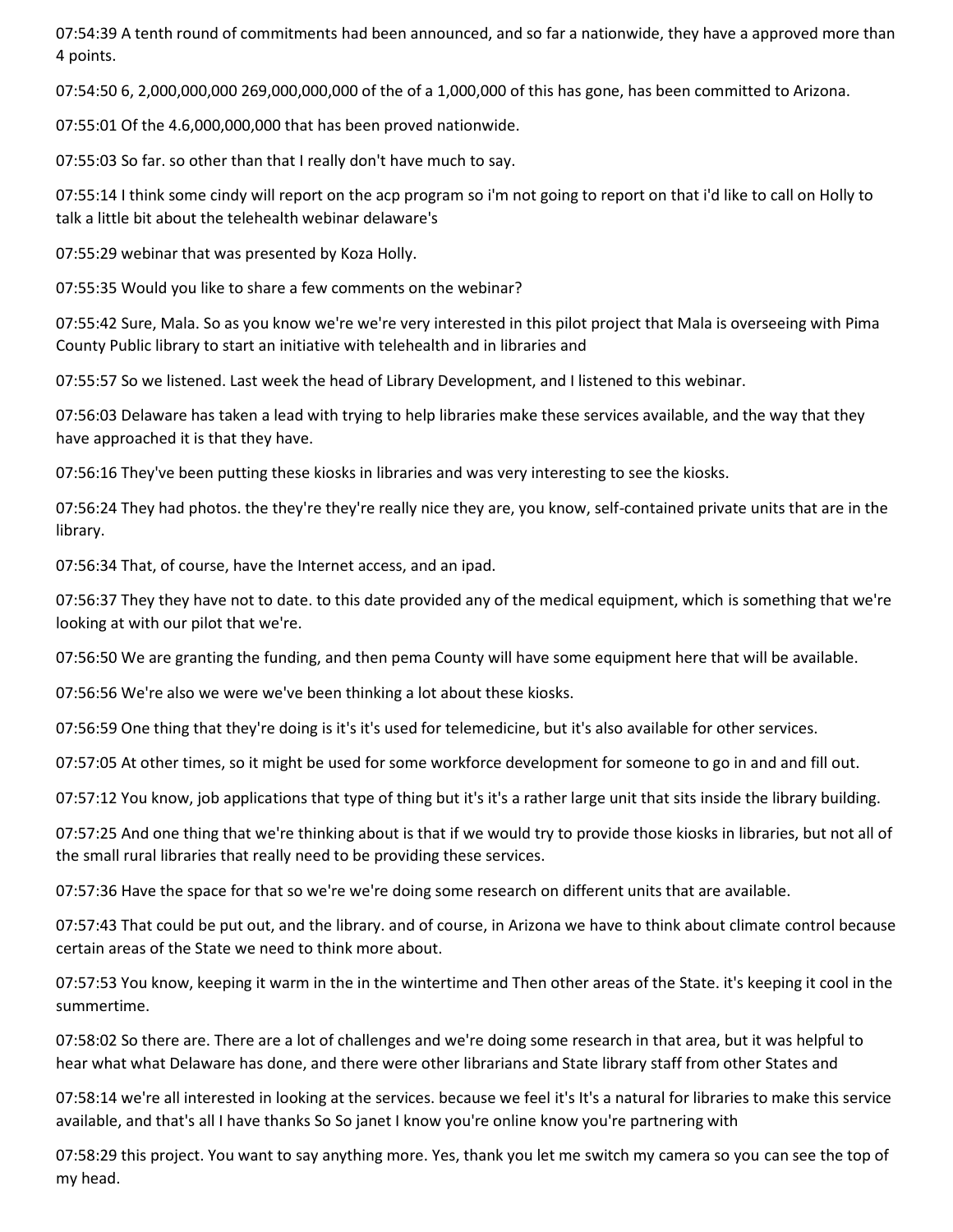07:54:39 A tenth round of commitments had been announced, and so far a nationwide, they have a approved more than 4 points.

07:54:50 6, 2,000,000,000 269,000,000,000 of the of a 1,000,000 of this has gone, has been committed to Arizona.

07:55:01 Of the 4.6,000,000,000 that has been proved nationwide.

07:55:03 So far. so other than that I really don't have much to say.

07:55:14 I think some cindy will report on the acp program so i'm not going to report on that i'd like to call on Holly to talk a little bit about the telehealth webinar delaware's

07:55:29 webinar that was presented by Koza Holly.

07:55:35 Would you like to share a few comments on the webinar?

07:55:42 Sure, Mala. So as you know we're we're very interested in this pilot project that Mala is overseeing with Pima County Public library to start an initiative with telehealth and in libraries and

07:55:57 So we listened. Last week the head of Library Development, and I listened to this webinar.

07:56:03 Delaware has taken a lead with trying to help libraries make these services available, and the way that they have approached it is that they have.

07:56:16 They've been putting these kiosks in libraries and was very interesting to see the kiosks.

07:56:24 They had photos. the they're they're really nice they are, you know, self-contained private units that are in the library.

07:56:34 That, of course, have the Internet access, and an ipad.

07:56:37 They they have not to date. to this date provided any of the medical equipment, which is something that we're looking at with our pilot that we're.

07:56:50 We are granting the funding, and then pema County will have some equipment here that will be available.

07:56:56 We're also we were we've been thinking a lot about these kiosks.

07:56:59 One thing that they're doing is it's it's used for telemedicine, but it's also available for other services.

07:57:05 At other times, so it might be used for some workforce development for someone to go in and and fill out.

07:57:12 You know, job applications that type of thing but it's it's a rather large unit that sits inside the library building.

07:57:25 And one thing that we're thinking about is that if we would try to provide those kiosks in libraries, but not all of the small rural libraries that really need to be providing these services.

07:57:36 Have the space for that so we're we're doing some research on different units that are available.

07:57:43 That could be put out, and the library. and of course, in Arizona we have to think about climate control because certain areas of the State we need to think more about.

07:57:53 You know, keeping it warm in the in the wintertime and Then other areas of the State. it's keeping it cool in the summertime.

07:58:02 So there are. There are a lot of challenges and we're doing some research in that area, but it was helpful to hear what what Delaware has done, and there were other librarians and State library staff from other States and

07:58:14 we're all interested in looking at the services. because we feel it's It's a natural for libraries to make this service available, and that's all I have thanks So So janet I know you're online know you're partnering with

07:58:29 this project. You want to say anything more. Yes, thank you let me switch my camera so you can see the top of my head.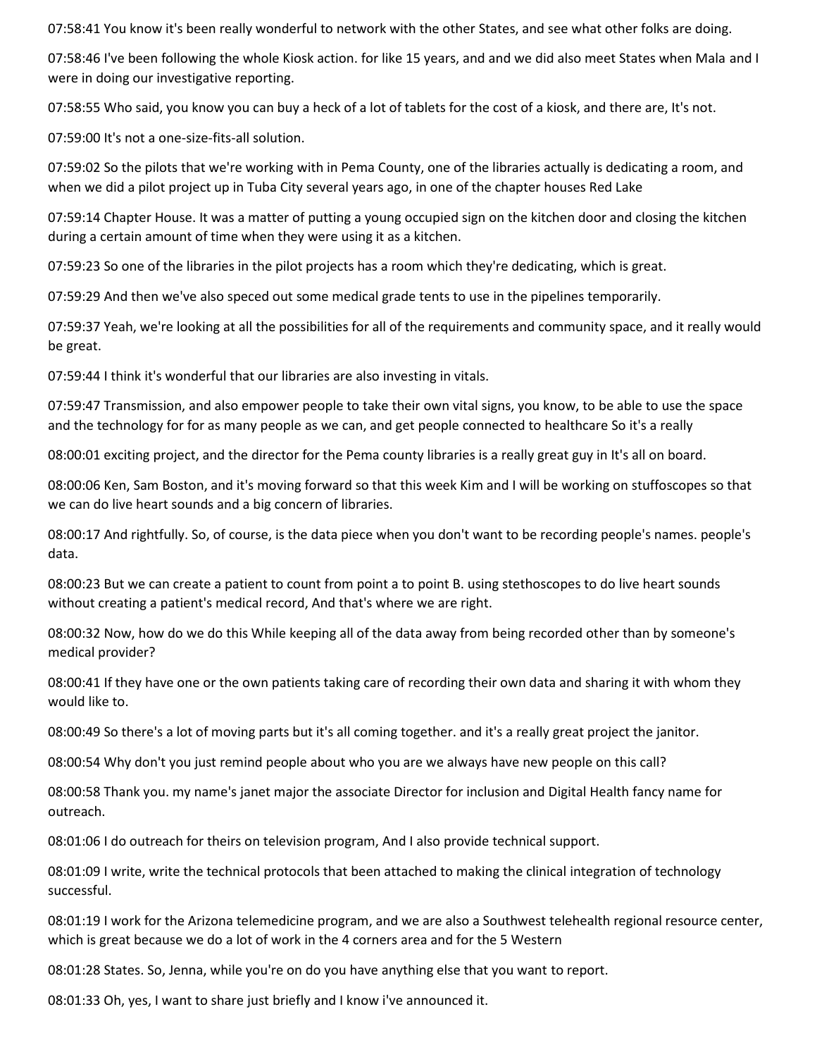07:58:41 You know it's been really wonderful to network with the other States, and see what other folks are doing.

07:58:46 I've been following the whole Kiosk action. for like 15 years, and and we did also meet States when Mala and I were in doing our investigative reporting.

07:58:55 Who said, you know you can buy a heck of a lot of tablets for the cost of a kiosk, and there are, It's not.

07:59:00 It's not a one-size-fits-all solution.

07:59:02 So the pilots that we're working with in Pema County, one of the libraries actually is dedicating a room, and when we did a pilot project up in Tuba City several years ago, in one of the chapter houses Red Lake

07:59:14 Chapter House. It was a matter of putting a young occupied sign on the kitchen door and closing the kitchen during a certain amount of time when they were using it as a kitchen.

07:59:23 So one of the libraries in the pilot projects has a room which they're dedicating, which is great.

07:59:29 And then we've also speced out some medical grade tents to use in the pipelines temporarily.

07:59:37 Yeah, we're looking at all the possibilities for all of the requirements and community space, and it really would be great.

07:59:44 I think it's wonderful that our libraries are also investing in vitals.

07:59:47 Transmission, and also empower people to take their own vital signs, you know, to be able to use the space and the technology for for as many people as we can, and get people connected to healthcare So it's a really

08:00:01 exciting project, and the director for the Pema county libraries is a really great guy in It's all on board.

08:00:06 Ken, Sam Boston, and it's moving forward so that this week Kim and I will be working on stuffoscopes so that we can do live heart sounds and a big concern of libraries.

08:00:17 And rightfully. So, of course, is the data piece when you don't want to be recording people's names. people's data.

08:00:23 But we can create a patient to count from point a to point B. using stethoscopes to do live heart sounds without creating a patient's medical record, And that's where we are right.

08:00:32 Now, how do we do this While keeping all of the data away from being recorded other than by someone's medical provider?

08:00:41 If they have one or the own patients taking care of recording their own data and sharing it with whom they would like to.

08:00:49 So there's a lot of moving parts but it's all coming together. and it's a really great project the janitor.

08:00:54 Why don't you just remind people about who you are we always have new people on this call?

08:00:58 Thank you. my name's janet major the associate Director for inclusion and Digital Health fancy name for outreach.

08:01:06 I do outreach for theirs on television program, And I also provide technical support.

08:01:09 I write, write the technical protocols that been attached to making the clinical integration of technology successful.

08:01:19 I work for the Arizona telemedicine program, and we are also a Southwest telehealth regional resource center, which is great because we do a lot of work in the 4 corners area and for the 5 Western

08:01:28 States. So, Jenna, while you're on do you have anything else that you want to report.

08:01:33 Oh, yes, I want to share just briefly and I know i've announced it.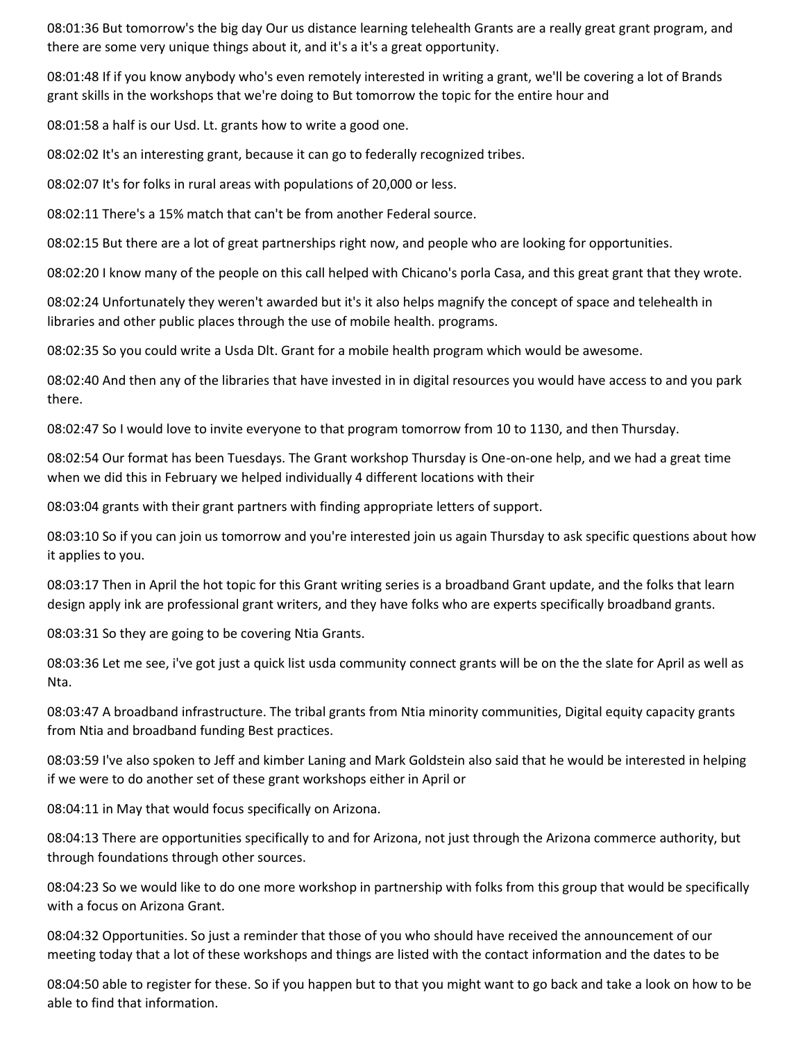08:01:36 But tomorrow's the big day Our us distance learning telehealth Grants are a really great grant program, and there are some very unique things about it, and it's a it's a great opportunity.

08:01:48 If if you know anybody who's even remotely interested in writing a grant, we'll be covering a lot of Brands grant skills in the workshops that we're doing to But tomorrow the topic for the entire hour and

08:01:58 a half is our Usd. Lt. grants how to write a good one.

08:02:02 It's an interesting grant, because it can go to federally recognized tribes.

08:02:07 It's for folks in rural areas with populations of 20,000 or less.

08:02:11 There's a 15% match that can't be from another Federal source.

08:02:15 But there are a lot of great partnerships right now, and people who are looking for opportunities.

08:02:20 I know many of the people on this call helped with Chicano's porla Casa, and this great grant that they wrote.

08:02:24 Unfortunately they weren't awarded but it's it also helps magnify the concept of space and telehealth in libraries and other public places through the use of mobile health. programs.

08:02:35 So you could write a Usda Dlt. Grant for a mobile health program which would be awesome.

08:02:40 And then any of the libraries that have invested in in digital resources you would have access to and you park there.

08:02:47 So I would love to invite everyone to that program tomorrow from 10 to 1130, and then Thursday.

08:02:54 Our format has been Tuesdays. The Grant workshop Thursday is One-on-one help, and we had a great time when we did this in February we helped individually 4 different locations with their

08:03:04 grants with their grant partners with finding appropriate letters of support.

08:03:10 So if you can join us tomorrow and you're interested join us again Thursday to ask specific questions about how it applies to you.

08:03:17 Then in April the hot topic for this Grant writing series is a broadband Grant update, and the folks that learn design apply ink are professional grant writers, and they have folks who are experts specifically broadband grants.

08:03:31 So they are going to be covering Ntia Grants.

08:03:36 Let me see, i've got just a quick list usda community connect grants will be on the the slate for April as well as Nta.

08:03:47 A broadband infrastructure. The tribal grants from Ntia minority communities, Digital equity capacity grants from Ntia and broadband funding Best practices.

08:03:59 I've also spoken to Jeff and kimber Laning and Mark Goldstein also said that he would be interested in helping if we were to do another set of these grant workshops either in April or

08:04:11 in May that would focus specifically on Arizona.

08:04:13 There are opportunities specifically to and for Arizona, not just through the Arizona commerce authority, but through foundations through other sources.

08:04:23 So we would like to do one more workshop in partnership with folks from this group that would be specifically with a focus on Arizona Grant.

08:04:32 Opportunities. So just a reminder that those of you who should have received the announcement of our meeting today that a lot of these workshops and things are listed with the contact information and the dates to be

08:04:50 able to register for these. So if you happen but to that you might want to go back and take a look on how to be able to find that information.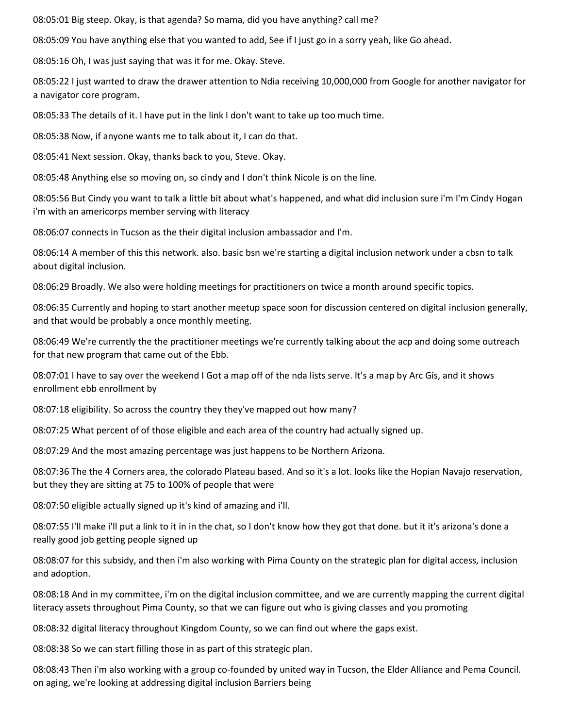08:05:01 Big steep. Okay, is that agenda? So mama, did you have anything? call me?

08:05:09 You have anything else that you wanted to add, See if I just go in a sorry yeah, like Go ahead.

08:05:16 Oh, I was just saying that was it for me. Okay. Steve.

08:05:22 I just wanted to draw the drawer attention to Ndia receiving 10,000,000 from Google for another navigator for a navigator core program.

08:05:33 The details of it. I have put in the link I don't want to take up too much time.

08:05:38 Now, if anyone wants me to talk about it, I can do that.

08:05:41 Next session. Okay, thanks back to you, Steve. Okay.

08:05:48 Anything else so moving on, so cindy and I don't think Nicole is on the line.

08:05:56 But Cindy you want to talk a little bit about what's happened, and what did inclusion sure i'm I'm Cindy Hogan i'm with an americorps member serving with literacy

08:06:07 connects in Tucson as the their digital inclusion ambassador and I'm.

08:06:14 A member of this this network. also. basic bsn we're starting a digital inclusion network under a cbsn to talk about digital inclusion.

08:06:29 Broadly. We also were holding meetings for practitioners on twice a month around specific topics.

08:06:35 Currently and hoping to start another meetup space soon for discussion centered on digital inclusion generally, and that would be probably a once monthly meeting.

08:06:49 We're currently the the practitioner meetings we're currently talking about the acp and doing some outreach for that new program that came out of the Ebb.

08:07:01 I have to say over the weekend I Got a map off of the nda lists serve. It's a map by Arc Gis, and it shows enrollment ebb enrollment by

08:07:18 eligibility. So across the country they they've mapped out how many?

08:07:25 What percent of of those eligible and each area of the country had actually signed up.

08:07:29 And the most amazing percentage was just happens to be Northern Arizona.

08:07:36 The the 4 Corners area, the colorado Plateau based. And so it's a lot. looks like the Hopian Navajo reservation, but they they are sitting at 75 to 100% of people that were

08:07:50 eligible actually signed up it's kind of amazing and i'll.

08:07:55 I'll make i'll put a link to it in in the chat, so I don't know how they got that done. but it it's arizona's done a really good job getting people signed up

08:08:07 for this subsidy, and then i'm also working with Pima County on the strategic plan for digital access, inclusion and adoption.

08:08:18 And in my committee, i'm on the digital inclusion committee, and we are currently mapping the current digital literacy assets throughout Pima County, so that we can figure out who is giving classes and you promoting

08:08:32 digital literacy throughout Kingdom County, so we can find out where the gaps exist.

08:08:38 So we can start filling those in as part of this strategic plan.

08:08:43 Then i'm also working with a group co-founded by united way in Tucson, the Elder Alliance and Pema Council. on aging, we're looking at addressing digital inclusion Barriers being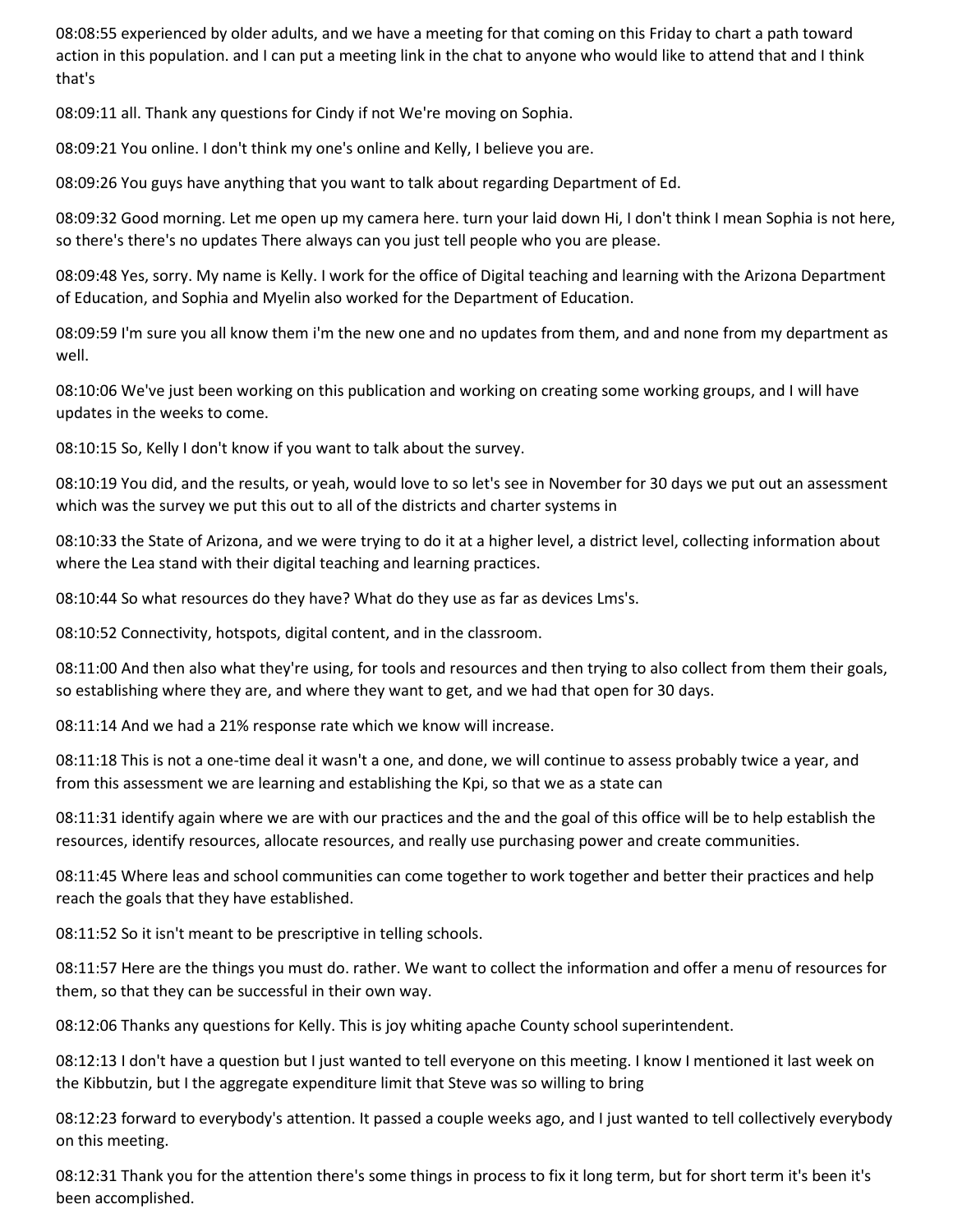08:08:55 experienced by older adults, and we have a meeting for that coming on this Friday to chart a path toward action in this population. and I can put a meeting link in the chat to anyone who would like to attend that and I think that's

08:09:11 all. Thank any questions for Cindy if not We're moving on Sophia.

08:09:21 You online. I don't think my one's online and Kelly, I believe you are.

08:09:26 You guys have anything that you want to talk about regarding Department of Ed.

08:09:32 Good morning. Let me open up my camera here. turn your laid down Hi, I don't think I mean Sophia is not here, so there's there's no updates There always can you just tell people who you are please.

08:09:48 Yes, sorry. My name is Kelly. I work for the office of Digital teaching and learning with the Arizona Department of Education, and Sophia and Myelin also worked for the Department of Education.

08:09:59 I'm sure you all know them i'm the new one and no updates from them, and and none from my department as well.

08:10:06 We've just been working on this publication and working on creating some working groups, and I will have updates in the weeks to come.

08:10:15 So, Kelly I don't know if you want to talk about the survey.

08:10:19 You did, and the results, or yeah, would love to so let's see in November for 30 days we put out an assessment which was the survey we put this out to all of the districts and charter systems in

08:10:33 the State of Arizona, and we were trying to do it at a higher level, a district level, collecting information about where the Lea stand with their digital teaching and learning practices.

08:10:44 So what resources do they have? What do they use as far as devices Lms's.

08:10:52 Connectivity, hotspots, digital content, and in the classroom.

08:11:00 And then also what they're using, for tools and resources and then trying to also collect from them their goals, so establishing where they are, and where they want to get, and we had that open for 30 days.

08:11:14 And we had a 21% response rate which we know will increase.

08:11:18 This is not a one-time deal it wasn't a one, and done, we will continue to assess probably twice a year, and from this assessment we are learning and establishing the Kpi, so that we as a state can

08:11:31 identify again where we are with our practices and the and the goal of this office will be to help establish the resources, identify resources, allocate resources, and really use purchasing power and create communities.

08:11:45 Where leas and school communities can come together to work together and better their practices and help reach the goals that they have established.

08:11:52 So it isn't meant to be prescriptive in telling schools.

08:11:57 Here are the things you must do. rather. We want to collect the information and offer a menu of resources for them, so that they can be successful in their own way.

08:12:06 Thanks any questions for Kelly. This is joy whiting apache County school superintendent.

08:12:13 I don't have a question but I just wanted to tell everyone on this meeting. I know I mentioned it last week on the Kibbutzin, but I the aggregate expenditure limit that Steve was so willing to bring

08:12:23 forward to everybody's attention. It passed a couple weeks ago, and I just wanted to tell collectively everybody on this meeting.

08:12:31 Thank you for the attention there's some things in process to fix it long term, but for short term it's been it's been accomplished.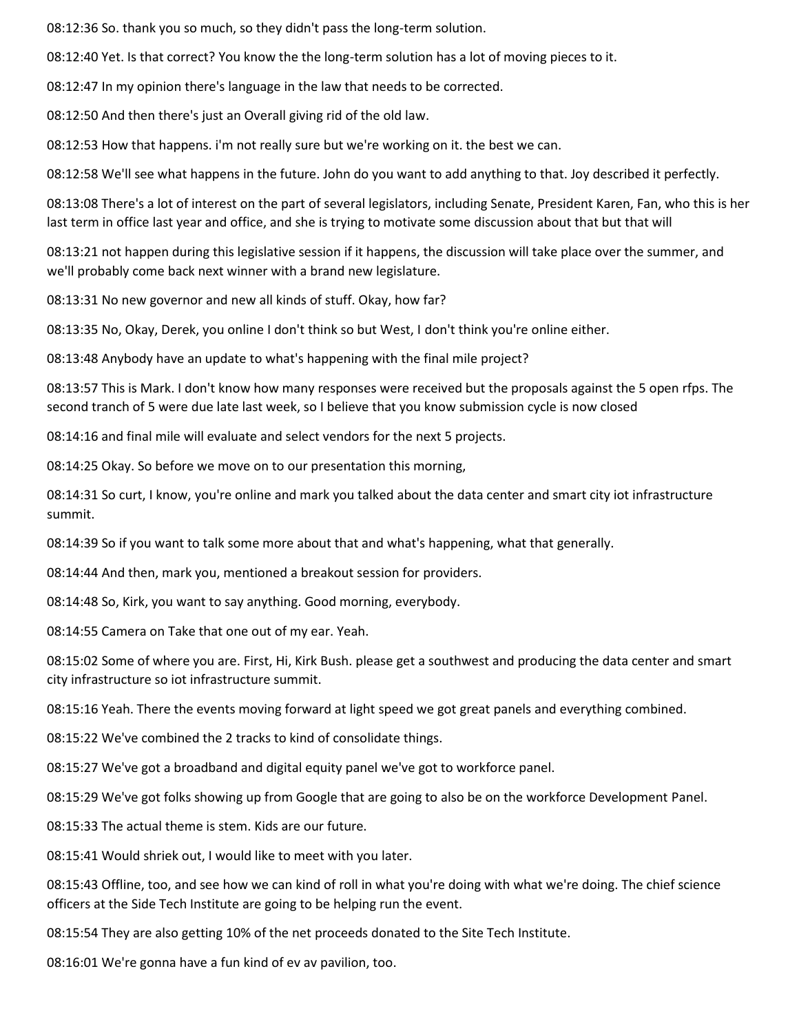08:12:36 So. thank you so much, so they didn't pass the long-term solution.

08:12:40 Yet. Is that correct? You know the the long-term solution has a lot of moving pieces to it.

08:12:47 In my opinion there's language in the law that needs to be corrected.

08:12:50 And then there's just an Overall giving rid of the old law.

08:12:53 How that happens. i'm not really sure but we're working on it. the best we can.

08:12:58 We'll see what happens in the future. John do you want to add anything to that. Joy described it perfectly.

08:13:08 There's a lot of interest on the part of several legislators, including Senate, President Karen, Fan, who this is her last term in office last year and office, and she is trying to motivate some discussion about that but that will

08:13:21 not happen during this legislative session if it happens, the discussion will take place over the summer, and we'll probably come back next winner with a brand new legislature.

08:13:31 No new governor and new all kinds of stuff. Okay, how far?

08:13:35 No, Okay, Derek, you online I don't think so but West, I don't think you're online either.

08:13:48 Anybody have an update to what's happening with the final mile project?

08:13:57 This is Mark. I don't know how many responses were received but the proposals against the 5 open rfps. The second tranch of 5 were due late last week, so I believe that you know submission cycle is now closed

08:14:16 and final mile will evaluate and select vendors for the next 5 projects.

08:14:25 Okay. So before we move on to our presentation this morning,

08:14:31 So curt, I know, you're online and mark you talked about the data center and smart city iot infrastructure summit.

08:14:39 So if you want to talk some more about that and what's happening, what that generally.

08:14:44 And then, mark you, mentioned a breakout session for providers.

08:14:48 So, Kirk, you want to say anything. Good morning, everybody.

08:14:55 Camera on Take that one out of my ear. Yeah.

08:15:02 Some of where you are. First, Hi, Kirk Bush. please get a southwest and producing the data center and smart city infrastructure so iot infrastructure summit.

08:15:16 Yeah. There the events moving forward at light speed we got great panels and everything combined.

08:15:22 We've combined the 2 tracks to kind of consolidate things.

08:15:27 We've got a broadband and digital equity panel we've got to workforce panel.

08:15:29 We've got folks showing up from Google that are going to also be on the workforce Development Panel.

08:15:33 The actual theme is stem. Kids are our future.

08:15:41 Would shriek out, I would like to meet with you later.

08:15:43 Offline, too, and see how we can kind of roll in what you're doing with what we're doing. The chief science officers at the Side Tech Institute are going to be helping run the event.

08:15:54 They are also getting 10% of the net proceeds donated to the Site Tech Institute.

08:16:01 We're gonna have a fun kind of ev av pavilion, too.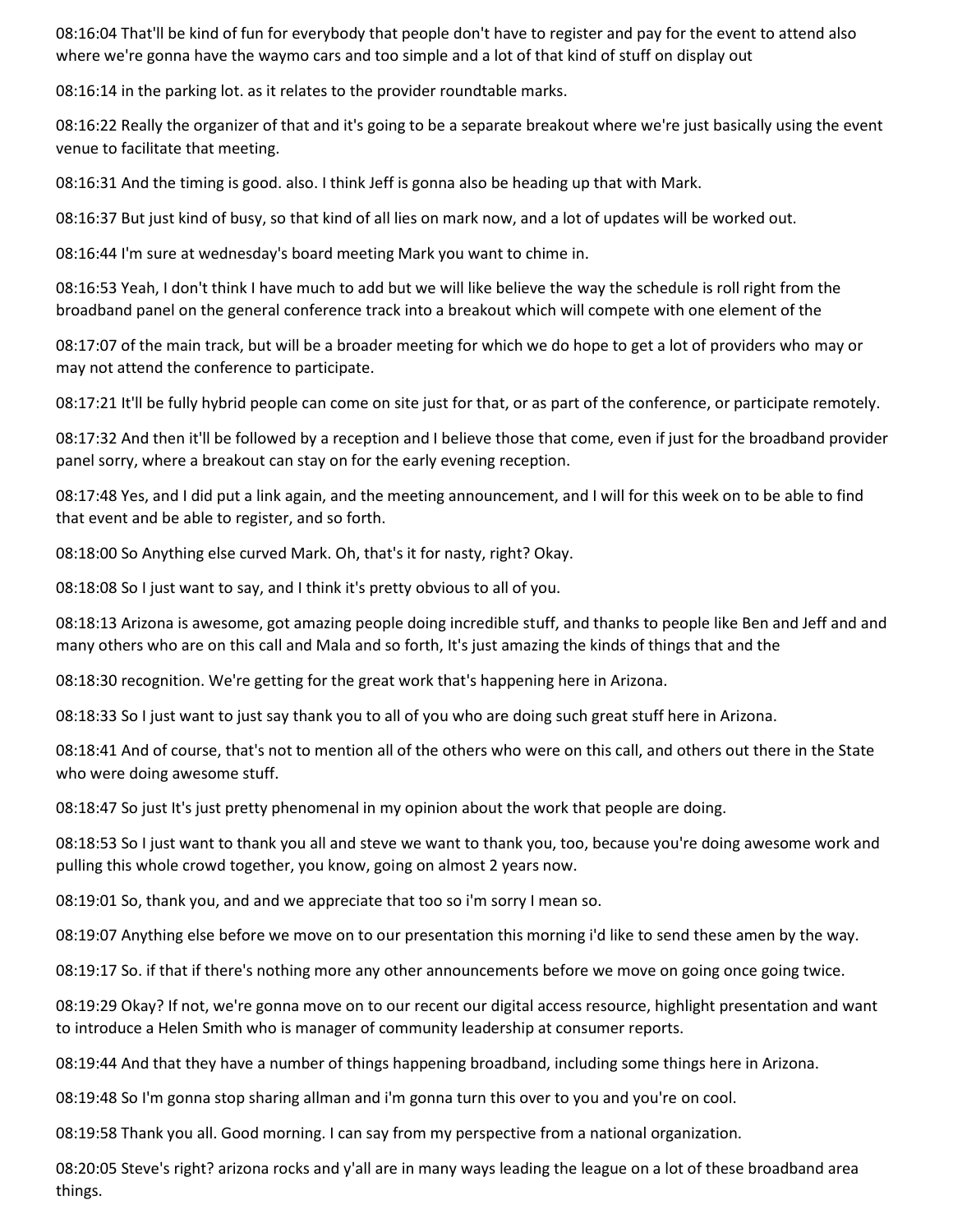08:16:04 That'll be kind of fun for everybody that people don't have to register and pay for the event to attend also where we're gonna have the waymo cars and too simple and a lot of that kind of stuff on display out

08:16:14 in the parking lot. as it relates to the provider roundtable marks.

08:16:22 Really the organizer of that and it's going to be a separate breakout where we're just basically using the event venue to facilitate that meeting.

08:16:31 And the timing is good. also. I think Jeff is gonna also be heading up that with Mark.

08:16:37 But just kind of busy, so that kind of all lies on mark now, and a lot of updates will be worked out.

08:16:44 I'm sure at wednesday's board meeting Mark you want to chime in.

08:16:53 Yeah, I don't think I have much to add but we will like believe the way the schedule is roll right from the broadband panel on the general conference track into a breakout which will compete with one element of the

08:17:07 of the main track, but will be a broader meeting for which we do hope to get a lot of providers who may or may not attend the conference to participate.

08:17:21 It'll be fully hybrid people can come on site just for that, or as part of the conference, or participate remotely.

08:17:32 And then it'll be followed by a reception and I believe those that come, even if just for the broadband provider panel sorry, where a breakout can stay on for the early evening reception.

08:17:48 Yes, and I did put a link again, and the meeting announcement, and I will for this week on to be able to find that event and be able to register, and so forth.

08:18:00 So Anything else curved Mark. Oh, that's it for nasty, right? Okay.

08:18:08 So I just want to say, and I think it's pretty obvious to all of you.

08:18:13 Arizona is awesome, got amazing people doing incredible stuff, and thanks to people like Ben and Jeff and and many others who are on this call and Mala and so forth, It's just amazing the kinds of things that and the

08:18:30 recognition. We're getting for the great work that's happening here in Arizona.

08:18:33 So I just want to just say thank you to all of you who are doing such great stuff here in Arizona.

08:18:41 And of course, that's not to mention all of the others who were on this call, and others out there in the State who were doing awesome stuff.

08:18:47 So just It's just pretty phenomenal in my opinion about the work that people are doing.

08:18:53 So I just want to thank you all and steve we want to thank you, too, because you're doing awesome work and pulling this whole crowd together, you know, going on almost 2 years now.

08:19:01 So, thank you, and and we appreciate that too so i'm sorry I mean so.

08:19:07 Anything else before we move on to our presentation this morning i'd like to send these amen by the way.

08:19:17 So. if that if there's nothing more any other announcements before we move on going once going twice.

08:19:29 Okay? If not, we're gonna move on to our recent our digital access resource, highlight presentation and want to introduce a Helen Smith who is manager of community leadership at consumer reports.

08:19:44 And that they have a number of things happening broadband, including some things here in Arizona.

08:19:48 So I'm gonna stop sharing allman and i'm gonna turn this over to you and you're on cool.

08:19:58 Thank you all. Good morning. I can say from my perspective from a national organization.

08:20:05 Steve's right? arizona rocks and y'all are in many ways leading the league on a lot of these broadband area things.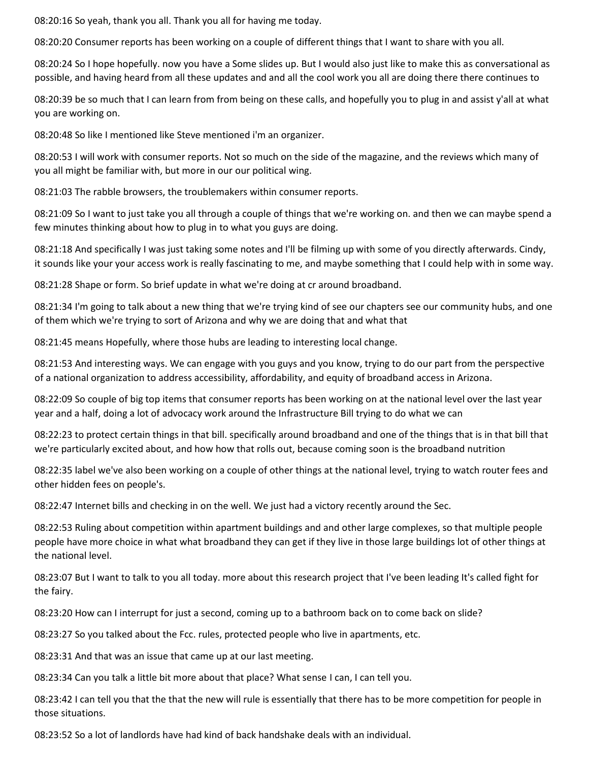08:20:16 So yeah, thank you all. Thank you all for having me today.

08:20:20 Consumer reports has been working on a couple of different things that I want to share with you all.

08:20:24 So I hope hopefully. now you have a Some slides up. But I would also just like to make this as conversational as possible, and having heard from all these updates and and all the cool work you all are doing there there continues to

08:20:39 be so much that I can learn from from being on these calls, and hopefully you to plug in and assist y'all at what you are working on.

08:20:48 So like I mentioned like Steve mentioned i'm an organizer.

08:20:53 I will work with consumer reports. Not so much on the side of the magazine, and the reviews which many of you all might be familiar with, but more in our our political wing.

08:21:03 The rabble browsers, the troublemakers within consumer reports.

08:21:09 So I want to just take you all through a couple of things that we're working on. and then we can maybe spend a few minutes thinking about how to plug in to what you guys are doing.

08:21:18 And specifically I was just taking some notes and I'll be filming up with some of you directly afterwards. Cindy, it sounds like your your access work is really fascinating to me, and maybe something that I could help with in some way.

08:21:28 Shape or form. So brief update in what we're doing at cr around broadband.

08:21:34 I'm going to talk about a new thing that we're trying kind of see our chapters see our community hubs, and one of them which we're trying to sort of Arizona and why we are doing that and what that

08:21:45 means Hopefully, where those hubs are leading to interesting local change.

08:21:53 And interesting ways. We can engage with you guys and you know, trying to do our part from the perspective of a national organization to address accessibility, affordability, and equity of broadband access in Arizona.

08:22:09 So couple of big top items that consumer reports has been working on at the national level over the last year year and a half, doing a lot of advocacy work around the Infrastructure Bill trying to do what we can

08:22:23 to protect certain things in that bill. specifically around broadband and one of the things that is in that bill that we're particularly excited about, and how how that rolls out, because coming soon is the broadband nutrition

08:22:35 label we've also been working on a couple of other things at the national level, trying to watch router fees and other hidden fees on people's.

08:22:47 Internet bills and checking in on the well. We just had a victory recently around the Sec.

08:22:53 Ruling about competition within apartment buildings and and other large complexes, so that multiple people people have more choice in what what broadband they can get if they live in those large buildings lot of other things at the national level.

08:23:07 But I want to talk to you all today. more about this research project that I've been leading It's called fight for the fairy.

08:23:20 How can I interrupt for just a second, coming up to a bathroom back on to come back on slide?

08:23:27 So you talked about the Fcc. rules, protected people who live in apartments, etc.

08:23:31 And that was an issue that came up at our last meeting.

08:23:34 Can you talk a little bit more about that place? What sense I can, I can tell you.

08:23:42 I can tell you that the that the new will rule is essentially that there has to be more competition for people in those situations.

08:23:52 So a lot of landlords have had kind of back handshake deals with an individual.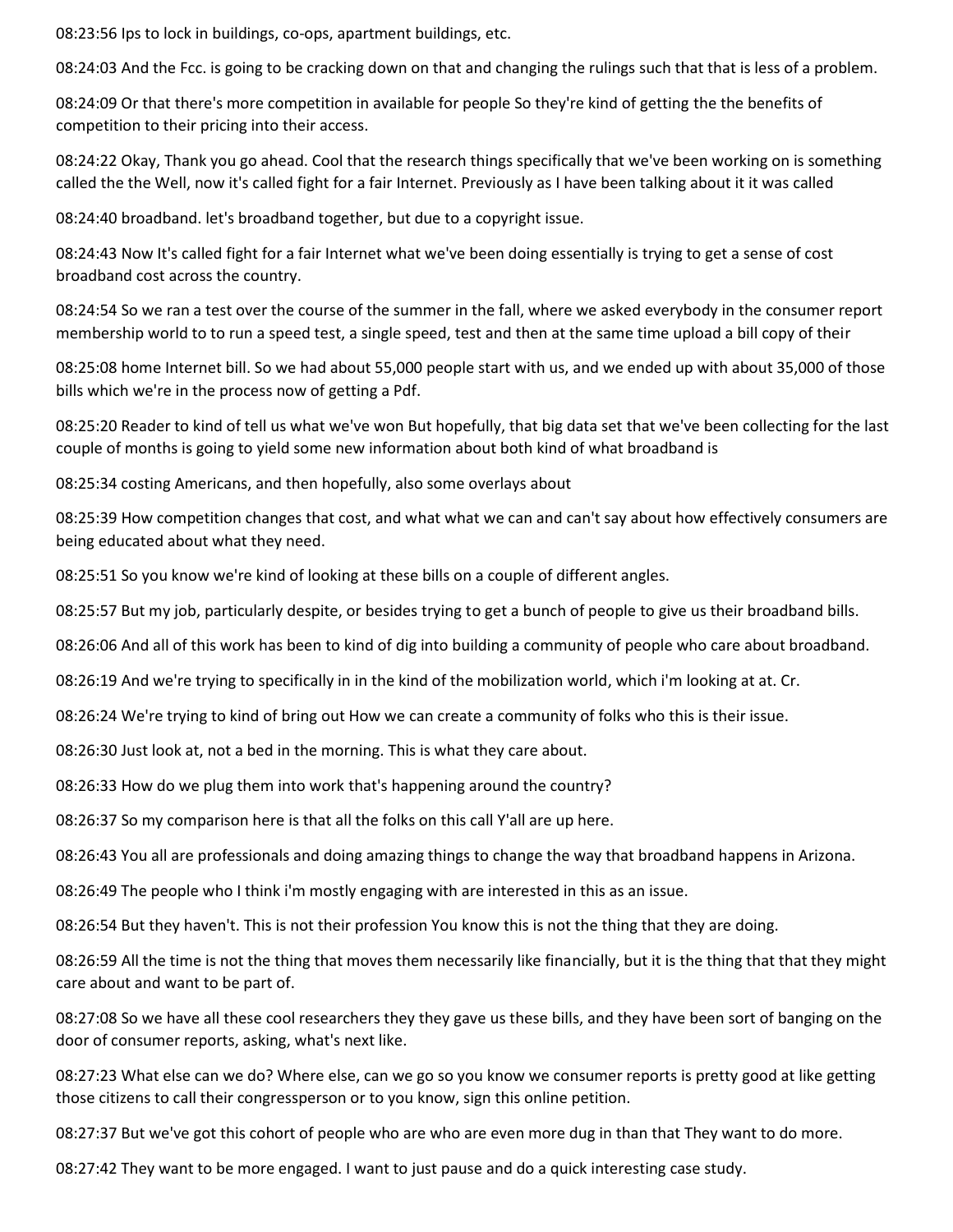08:23:56 Ips to lock in buildings, co-ops, apartment buildings, etc.

08:24:03 And the Fcc. is going to be cracking down on that and changing the rulings such that that is less of a problem.

08:24:09 Or that there's more competition in available for people So they're kind of getting the the benefits of competition to their pricing into their access.

08:24:22 Okay, Thank you go ahead. Cool that the research things specifically that we've been working on is something called the the Well, now it's called fight for a fair Internet. Previously as I have been talking about it it was called

08:24:40 broadband. let's broadband together, but due to a copyright issue.

08:24:43 Now It's called fight for a fair Internet what we've been doing essentially is trying to get a sense of cost broadband cost across the country.

08:24:54 So we ran a test over the course of the summer in the fall, where we asked everybody in the consumer report membership world to to run a speed test, a single speed, test and then at the same time upload a bill copy of their

08:25:08 home Internet bill. So we had about 55,000 people start with us, and we ended up with about 35,000 of those bills which we're in the process now of getting a Pdf.

08:25:20 Reader to kind of tell us what we've won But hopefully, that big data set that we've been collecting for the last couple of months is going to yield some new information about both kind of what broadband is

08:25:34 costing Americans, and then hopefully, also some overlays about

08:25:39 How competition changes that cost, and what what we can and can't say about how effectively consumers are being educated about what they need.

08:25:51 So you know we're kind of looking at these bills on a couple of different angles.

08:25:57 But my job, particularly despite, or besides trying to get a bunch of people to give us their broadband bills.

08:26:06 And all of this work has been to kind of dig into building a community of people who care about broadband.

08:26:19 And we're trying to specifically in in the kind of the mobilization world, which i'm looking at at. Cr.

08:26:24 We're trying to kind of bring out How we can create a community of folks who this is their issue.

08:26:30 Just look at, not a bed in the morning. This is what they care about.

08:26:33 How do we plug them into work that's happening around the country?

08:26:37 So my comparison here is that all the folks on this call Y'all are up here.

08:26:43 You all are professionals and doing amazing things to change the way that broadband happens in Arizona.

08:26:49 The people who I think i'm mostly engaging with are interested in this as an issue.

08:26:54 But they haven't. This is not their profession You know this is not the thing that they are doing.

08:26:59 All the time is not the thing that moves them necessarily like financially, but it is the thing that that they might care about and want to be part of.

08:27:08 So we have all these cool researchers they they gave us these bills, and they have been sort of banging on the door of consumer reports, asking, what's next like.

08:27:23 What else can we do? Where else, can we go so you know we consumer reports is pretty good at like getting those citizens to call their congressperson or to you know, sign this online petition.

08:27:37 But we've got this cohort of people who are who are even more dug in than that They want to do more.

08:27:42 They want to be more engaged. I want to just pause and do a quick interesting case study.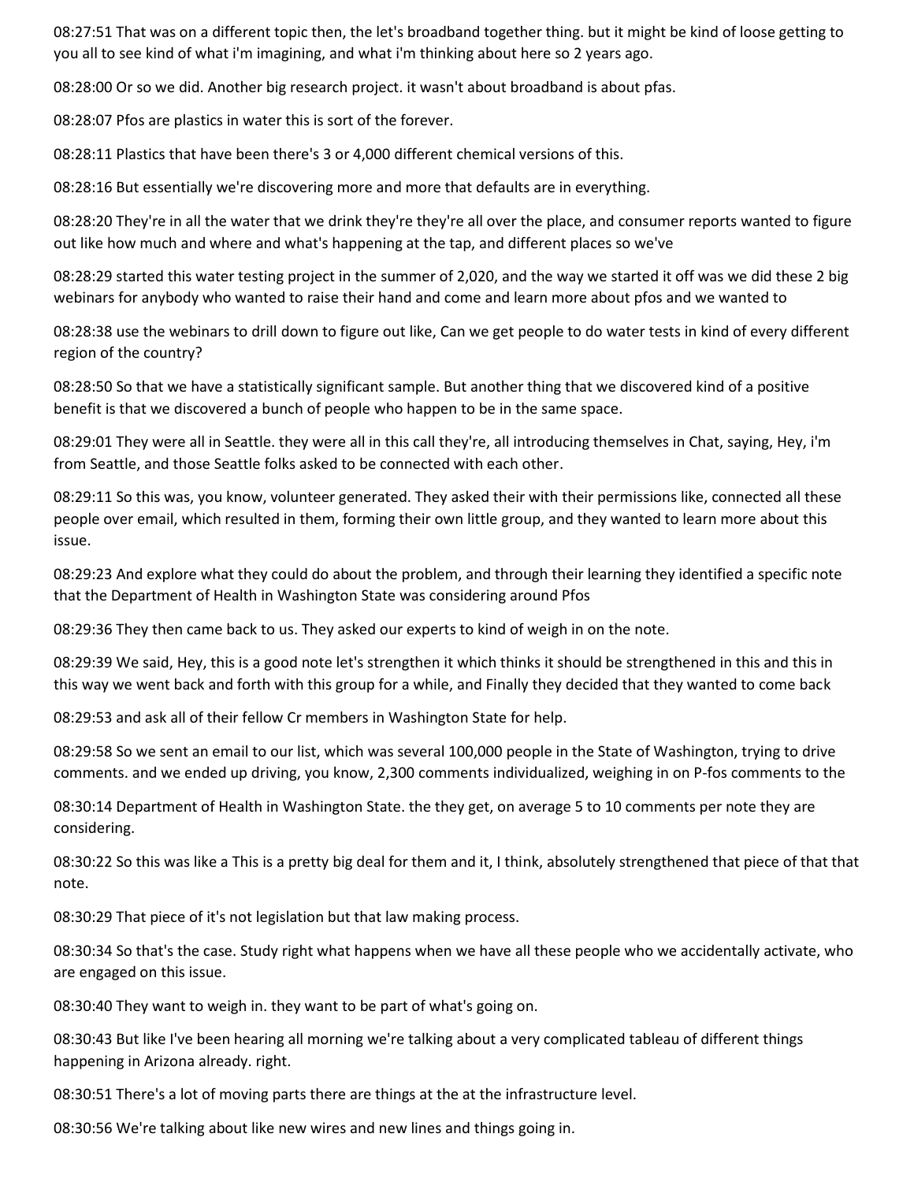08:27:51 That was on a different topic then, the let's broadband together thing. but it might be kind of loose getting to you all to see kind of what i'm imagining, and what i'm thinking about here so 2 years ago.

08:28:00 Or so we did. Another big research project. it wasn't about broadband is about pfas.

08:28:07 Pfos are plastics in water this is sort of the forever.

08:28:11 Plastics that have been there's 3 or 4,000 different chemical versions of this.

08:28:16 But essentially we're discovering more and more that defaults are in everything.

08:28:20 They're in all the water that we drink they're they're all over the place, and consumer reports wanted to figure out like how much and where and what's happening at the tap, and different places so we've

08:28:29 started this water testing project in the summer of 2,020, and the way we started it off was we did these 2 big webinars for anybody who wanted to raise their hand and come and learn more about pfos and we wanted to

08:28:38 use the webinars to drill down to figure out like, Can we get people to do water tests in kind of every different region of the country?

08:28:50 So that we have a statistically significant sample. But another thing that we discovered kind of a positive benefit is that we discovered a bunch of people who happen to be in the same space.

08:29:01 They were all in Seattle. they were all in this call they're, all introducing themselves in Chat, saying, Hey, i'm from Seattle, and those Seattle folks asked to be connected with each other.

08:29:11 So this was, you know, volunteer generated. They asked their with their permissions like, connected all these people over email, which resulted in them, forming their own little group, and they wanted to learn more about this issue.

08:29:23 And explore what they could do about the problem, and through their learning they identified a specific note that the Department of Health in Washington State was considering around Pfos

08:29:36 They then came back to us. They asked our experts to kind of weigh in on the note.

08:29:39 We said, Hey, this is a good note let's strengthen it which thinks it should be strengthened in this and this in this way we went back and forth with this group for a while, and Finally they decided that they wanted to come back

08:29:53 and ask all of their fellow Cr members in Washington State for help.

08:29:58 So we sent an email to our list, which was several 100,000 people in the State of Washington, trying to drive comments. and we ended up driving, you know, 2,300 comments individualized, weighing in on P-fos comments to the

08:30:14 Department of Health in Washington State. the they get, on average 5 to 10 comments per note they are considering.

08:30:22 So this was like a This is a pretty big deal for them and it, I think, absolutely strengthened that piece of that that note.

08:30:29 That piece of it's not legislation but that law making process.

08:30:34 So that's the case. Study right what happens when we have all these people who we accidentally activate, who are engaged on this issue.

08:30:40 They want to weigh in. they want to be part of what's going on.

08:30:43 But like I've been hearing all morning we're talking about a very complicated tableau of different things happening in Arizona already. right.

08:30:51 There's a lot of moving parts there are things at the at the infrastructure level.

08:30:56 We're talking about like new wires and new lines and things going in.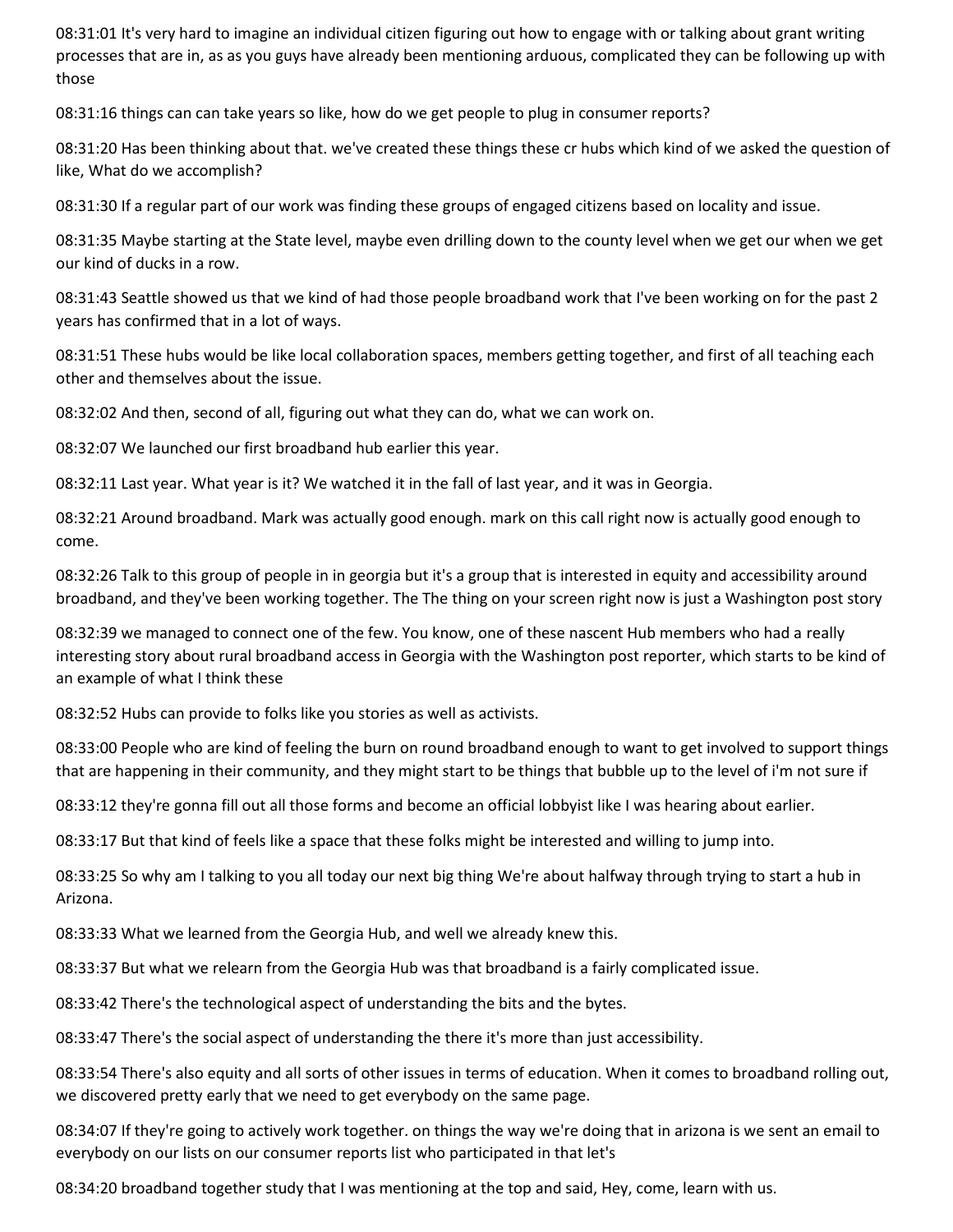08:31:01 It's very hard to imagine an individual citizen figuring out how to engage with or talking about grant writing processes that are in, as as you guys have already been mentioning arduous, complicated they can be following up with those

08:31:16 things can can take years so like, how do we get people to plug in consumer reports?

08:31:20 Has been thinking about that. we've created these things these cr hubs which kind of we asked the question of like, What do we accomplish?

08:31:30 If a regular part of our work was finding these groups of engaged citizens based on locality and issue.

08:31:35 Maybe starting at the State level, maybe even drilling down to the county level when we get our when we get our kind of ducks in a row.

08:31:43 Seattle showed us that we kind of had those people broadband work that I've been working on for the past 2 years has confirmed that in a lot of ways.

08:31:51 These hubs would be like local collaboration spaces, members getting together, and first of all teaching each other and themselves about the issue.

08:32:02 And then, second of all, figuring out what they can do, what we can work on.

08:32:07 We launched our first broadband hub earlier this year.

08:32:11 Last year. What year is it? We watched it in the fall of last year, and it was in Georgia.

08:32:21 Around broadband. Mark was actually good enough. mark on this call right now is actually good enough to come.

08:32:26 Talk to this group of people in in georgia but it's a group that is interested in equity and accessibility around broadband, and they've been working together. The The thing on your screen right now is just a Washington post story

08:32:39 we managed to connect one of the few. You know, one of these nascent Hub members who had a really interesting story about rural broadband access in Georgia with the Washington post reporter, which starts to be kind of an example of what I think these

08:32:52 Hubs can provide to folks like you stories as well as activists.

08:33:00 People who are kind of feeling the burn on round broadband enough to want to get involved to support things that are happening in their community, and they might start to be things that bubble up to the level of i'm not sure if

08:33:12 they're gonna fill out all those forms and become an official lobbyist like I was hearing about earlier.

08:33:17 But that kind of feels like a space that these folks might be interested and willing to jump into.

08:33:25 So why am I talking to you all today our next big thing We're about halfway through trying to start a hub in Arizona.

08:33:33 What we learned from the Georgia Hub, and well we already knew this.

08:33:37 But what we relearn from the Georgia Hub was that broadband is a fairly complicated issue.

08:33:42 There's the technological aspect of understanding the bits and the bytes.

08:33:47 There's the social aspect of understanding the there it's more than just accessibility.

08:33:54 There's also equity and all sorts of other issues in terms of education. When it comes to broadband rolling out, we discovered pretty early that we need to get everybody on the same page.

08:34:07 If they're going to actively work together. on things the way we're doing that in arizona is we sent an email to everybody on our lists on our consumer reports list who participated in that let's

08:34:20 broadband together study that I was mentioning at the top and said, Hey, come, learn with us.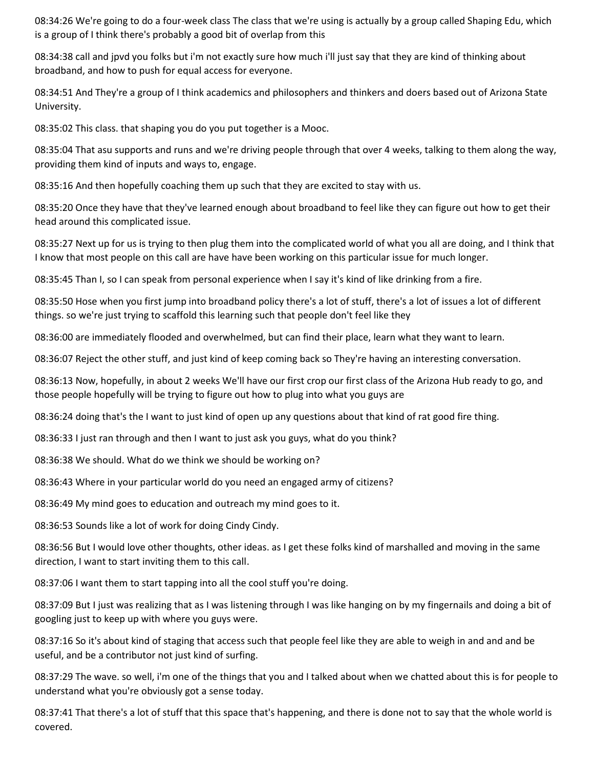08:34:26 We're going to do a four-week class The class that we're using is actually by a group called Shaping Edu, which is a group of I think there's probably a good bit of overlap from this

08:34:38 call and jpvd you folks but i'm not exactly sure how much i'll just say that they are kind of thinking about broadband, and how to push for equal access for everyone.

08:34:51 And They're a group of I think academics and philosophers and thinkers and doers based out of Arizona State University.

08:35:02 This class. that shaping you do you put together is a Mooc.

08:35:04 That asu supports and runs and we're driving people through that over 4 weeks, talking to them along the way, providing them kind of inputs and ways to, engage.

08:35:16 And then hopefully coaching them up such that they are excited to stay with us.

08:35:20 Once they have that they've learned enough about broadband to feel like they can figure out how to get their head around this complicated issue.

08:35:27 Next up for us is trying to then plug them into the complicated world of what you all are doing, and I think that I know that most people on this call are have have been working on this particular issue for much longer.

08:35:45 Than I, so I can speak from personal experience when I say it's kind of like drinking from a fire.

08:35:50 Hose when you first jump into broadband policy there's a lot of stuff, there's a lot of issues a lot of different things. so we're just trying to scaffold this learning such that people don't feel like they

08:36:00 are immediately flooded and overwhelmed, but can find their place, learn what they want to learn.

08:36:07 Reject the other stuff, and just kind of keep coming back so They're having an interesting conversation.

08:36:13 Now, hopefully, in about 2 weeks We'll have our first crop our first class of the Arizona Hub ready to go, and those people hopefully will be trying to figure out how to plug into what you guys are

08:36:24 doing that's the I want to just kind of open up any questions about that kind of rat good fire thing.

08:36:33 I just ran through and then I want to just ask you guys, what do you think?

08:36:38 We should. What do we think we should be working on?

08:36:43 Where in your particular world do you need an engaged army of citizens?

08:36:49 My mind goes to education and outreach my mind goes to it.

08:36:53 Sounds like a lot of work for doing Cindy Cindy.

08:36:56 But I would love other thoughts, other ideas. as I get these folks kind of marshalled and moving in the same direction, I want to start inviting them to this call.

08:37:06 I want them to start tapping into all the cool stuff you're doing.

08:37:09 But I just was realizing that as I was listening through I was like hanging on by my fingernails and doing a bit of googling just to keep up with where you guys were.

08:37:16 So it's about kind of staging that access such that people feel like they are able to weigh in and and and be useful, and be a contributor not just kind of surfing.

08:37:29 The wave. so well, i'm one of the things that you and I talked about when we chatted about this is for people to understand what you're obviously got a sense today.

08:37:41 That there's a lot of stuff that this space that's happening, and there is done not to say that the whole world is covered.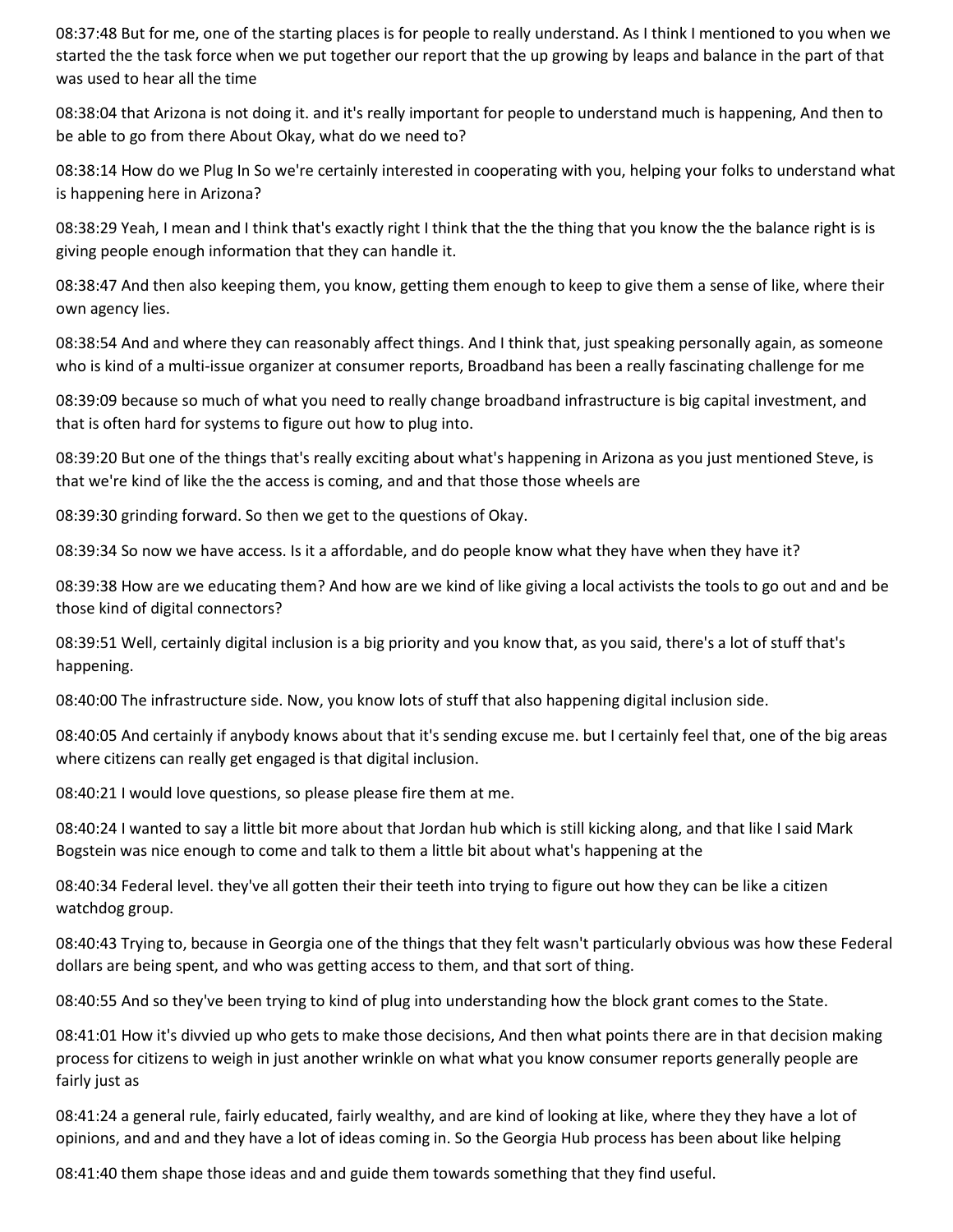08:37:48 But for me, one of the starting places is for people to really understand. As I think I mentioned to you when we started the the task force when we put together our report that the up growing by leaps and balance in the part of that was used to hear all the time

08:38:04 that Arizona is not doing it. and it's really important for people to understand much is happening, And then to be able to go from there About Okay, what do we need to?

08:38:14 How do we Plug In So we're certainly interested in cooperating with you, helping your folks to understand what is happening here in Arizona?

08:38:29 Yeah, I mean and I think that's exactly right I think that the the thing that you know the the balance right is is giving people enough information that they can handle it.

08:38:47 And then also keeping them, you know, getting them enough to keep to give them a sense of like, where their own agency lies.

08:38:54 And and where they can reasonably affect things. And I think that, just speaking personally again, as someone who is kind of a multi-issue organizer at consumer reports, Broadband has been a really fascinating challenge for me

08:39:09 because so much of what you need to really change broadband infrastructure is big capital investment, and that is often hard for systems to figure out how to plug into.

08:39:20 But one of the things that's really exciting about what's happening in Arizona as you just mentioned Steve, is that we're kind of like the the access is coming, and and that those those wheels are

08:39:30 grinding forward. So then we get to the questions of Okay.

08:39:34 So now we have access. Is it a affordable, and do people know what they have when they have it?

08:39:38 How are we educating them? And how are we kind of like giving a local activists the tools to go out and and be those kind of digital connectors?

08:39:51 Well, certainly digital inclusion is a big priority and you know that, as you said, there's a lot of stuff that's happening.

08:40:00 The infrastructure side. Now, you know lots of stuff that also happening digital inclusion side.

08:40:05 And certainly if anybody knows about that it's sending excuse me. but I certainly feel that, one of the big areas where citizens can really get engaged is that digital inclusion.

08:40:21 I would love questions, so please please fire them at me.

08:40:24 I wanted to say a little bit more about that Jordan hub which is still kicking along, and that like I said Mark Bogstein was nice enough to come and talk to them a little bit about what's happening at the

08:40:34 Federal level. they've all gotten their their teeth into trying to figure out how they can be like a citizen watchdog group.

08:40:43 Trying to, because in Georgia one of the things that they felt wasn't particularly obvious was how these Federal dollars are being spent, and who was getting access to them, and that sort of thing.

08:40:55 And so they've been trying to kind of plug into understanding how the block grant comes to the State.

08:41:01 How it's divvied up who gets to make those decisions, And then what points there are in that decision making process for citizens to weigh in just another wrinkle on what what you know consumer reports generally people are fairly just as

08:41:24 a general rule, fairly educated, fairly wealthy, and are kind of looking at like, where they they have a lot of opinions, and and and they have a lot of ideas coming in. So the Georgia Hub process has been about like helping

08:41:40 them shape those ideas and and guide them towards something that they find useful.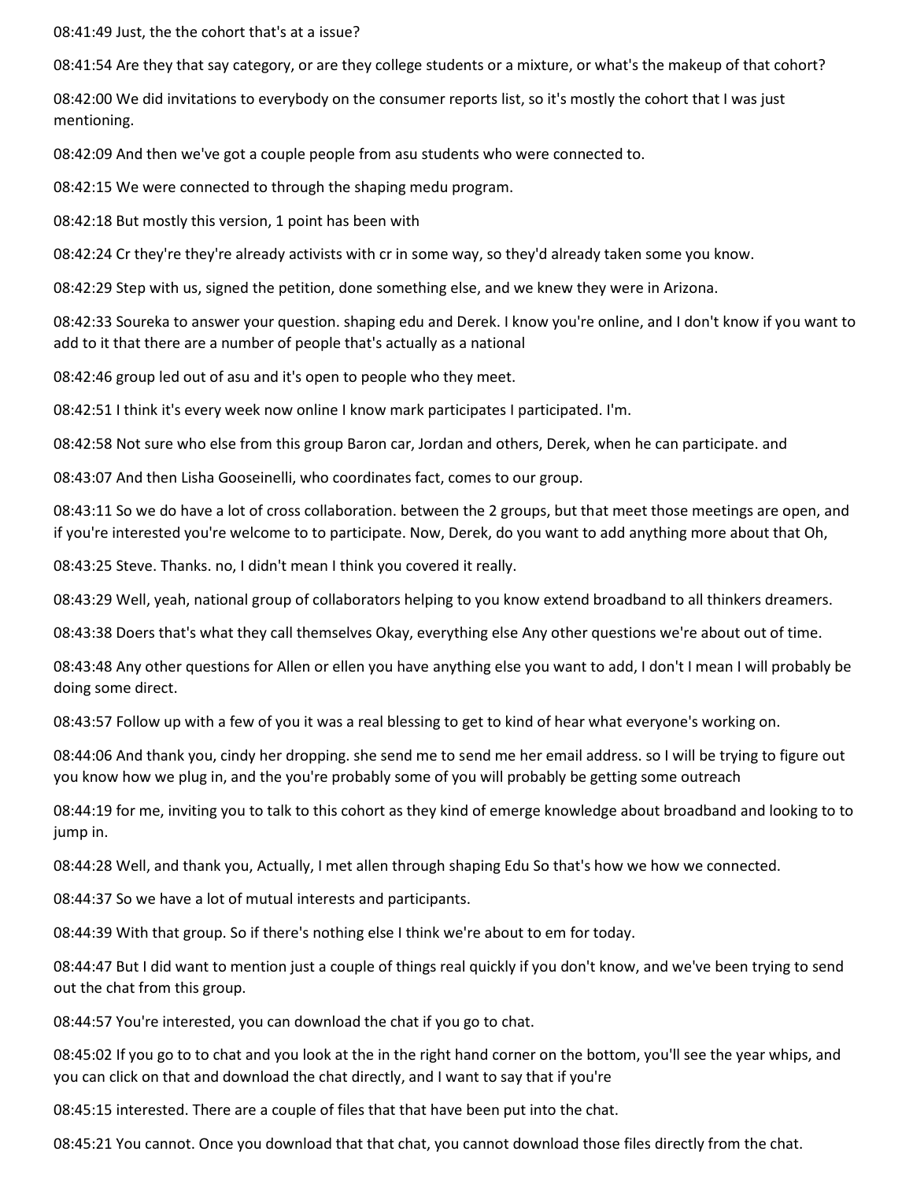08:41:49 Just, the the cohort that's at a issue?

08:41:54 Are they that say category, or are they college students or a mixture, or what's the makeup of that cohort?

08:42:00 We did invitations to everybody on the consumer reports list, so it's mostly the cohort that I was just mentioning.

08:42:09 And then we've got a couple people from asu students who were connected to.

08:42:15 We were connected to through the shaping medu program.

08:42:18 But mostly this version, 1 point has been with

08:42:24 Cr they're they're already activists with cr in some way, so they'd already taken some you know.

08:42:29 Step with us, signed the petition, done something else, and we knew they were in Arizona.

08:42:33 Soureka to answer your question. shaping edu and Derek. I know you're online, and I don't know if you want to add to it that there are a number of people that's actually as a national

08:42:46 group led out of asu and it's open to people who they meet.

08:42:51 I think it's every week now online I know mark participates I participated. I'm.

08:42:58 Not sure who else from this group Baron car, Jordan and others, Derek, when he can participate. and

08:43:07 And then Lisha Gooseinelli, who coordinates fact, comes to our group.

08:43:11 So we do have a lot of cross collaboration. between the 2 groups, but that meet those meetings are open, and if you're interested you're welcome to to participate. Now, Derek, do you want to add anything more about that Oh,

08:43:25 Steve. Thanks. no, I didn't mean I think you covered it really.

08:43:29 Well, yeah, national group of collaborators helping to you know extend broadband to all thinkers dreamers.

08:43:38 Doers that's what they call themselves Okay, everything else Any other questions we're about out of time.

08:43:48 Any other questions for Allen or ellen you have anything else you want to add, I don't I mean I will probably be doing some direct.

08:43:57 Follow up with a few of you it was a real blessing to get to kind of hear what everyone's working on.

08:44:06 And thank you, cindy her dropping. she send me to send me her email address. so I will be trying to figure out you know how we plug in, and the you're probably some of you will probably be getting some outreach

08:44:19 for me, inviting you to talk to this cohort as they kind of emerge knowledge about broadband and looking to to jump in.

08:44:28 Well, and thank you, Actually, I met allen through shaping Edu So that's how we how we connected.

08:44:37 So we have a lot of mutual interests and participants.

08:44:39 With that group. So if there's nothing else I think we're about to em for today.

08:44:47 But I did want to mention just a couple of things real quickly if you don't know, and we've been trying to send out the chat from this group.

08:44:57 You're interested, you can download the chat if you go to chat.

08:45:02 If you go to to chat and you look at the in the right hand corner on the bottom, you'll see the year whips, and you can click on that and download the chat directly, and I want to say that if you're

08:45:15 interested. There are a couple of files that that have been put into the chat.

08:45:21 You cannot. Once you download that that chat, you cannot download those files directly from the chat.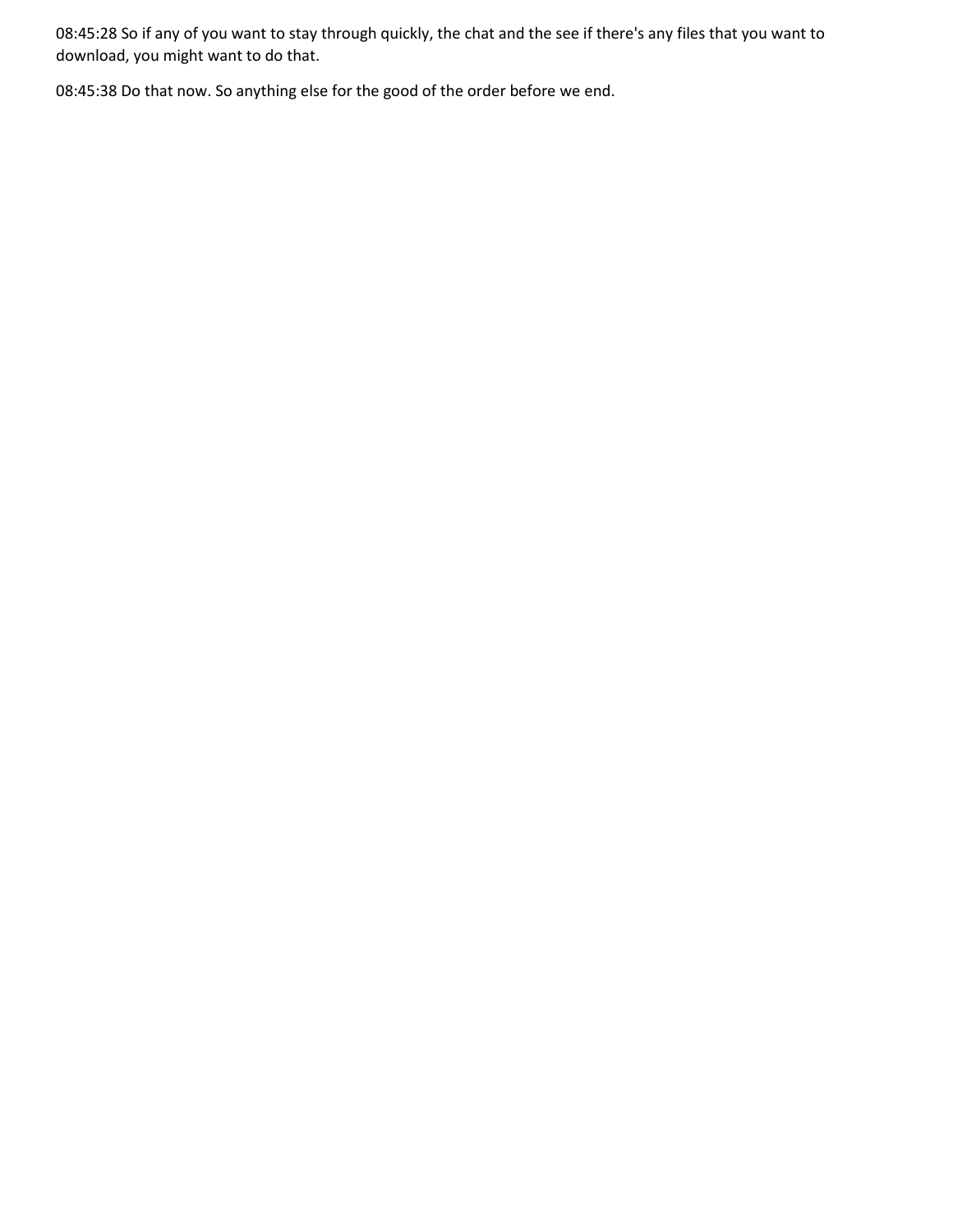08:45:28 So if any of you want to stay through quickly, the chat and the see if there's any files that you want to download, you might want to do that.

08:45:38 Do that now. So anything else for the good of the order before we end.